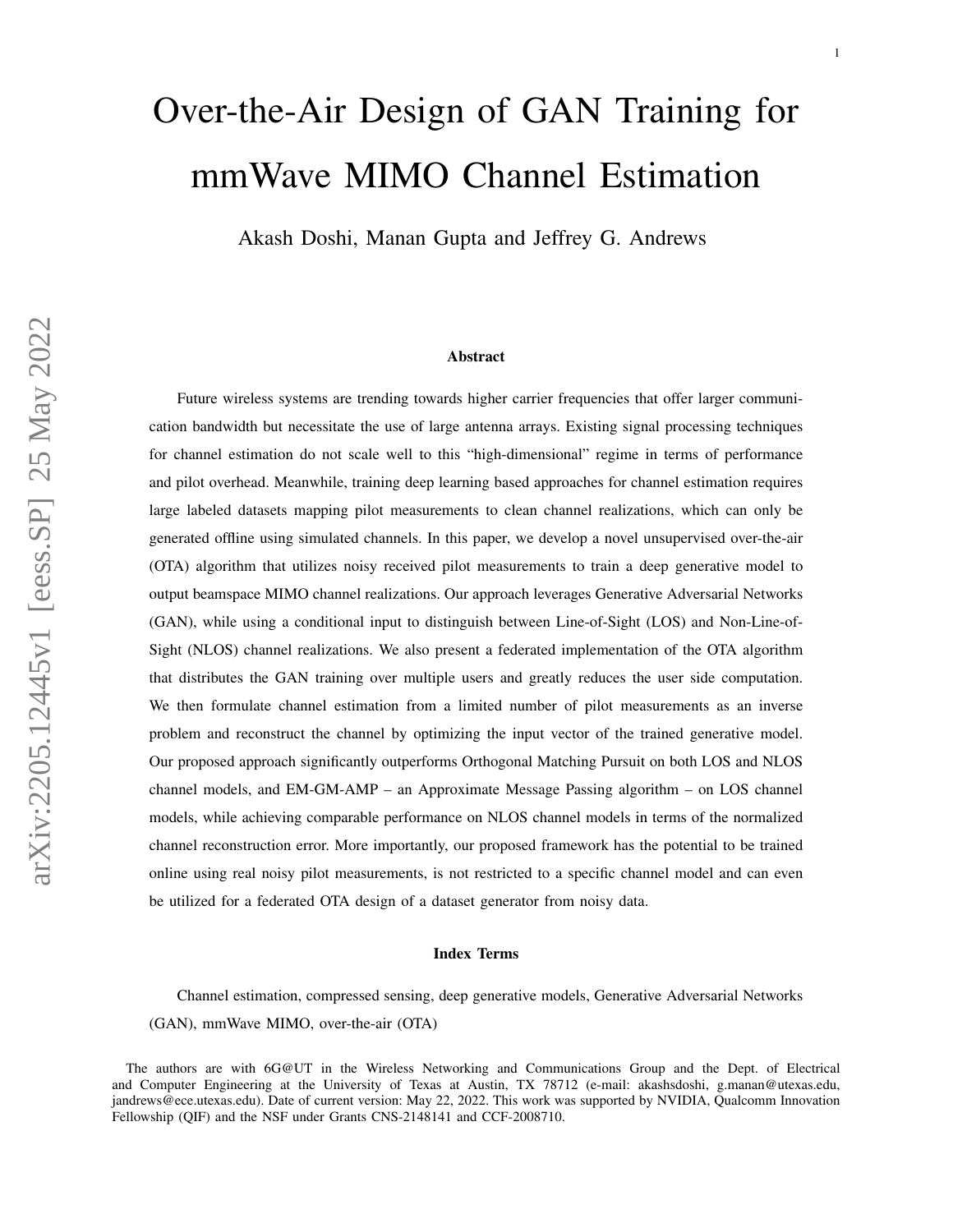# Over-the-Air Design of GAN Training for mmWave MIMO Channel Estimation

Akash Doshi, Manan Gupta and Jeffrey G. Andrews

## Abstract

Future wireless systems are trending towards higher carrier frequencies that offer larger communication bandwidth but necessitate the use of large antenna arrays. Existing signal processing techniques for channel estimation do not scale well to this "high-dimensional" regime in terms of performance and pilot overhead. Meanwhile, training deep learning based approaches for channel estimation requires large labeled datasets mapping pilot measurements to clean channel realizations, which can only be generated offline using simulated channels. In this paper, we develop a novel unsupervised over-the-air (OTA) algorithm that utilizes noisy received pilot measurements to train a deep generative model to output beamspace MIMO channel realizations. Our approach leverages Generative Adversarial Networks (GAN), while using a conditional input to distinguish between Line-of-Sight (LOS) and Non-Line-of-Sight (NLOS) channel realizations. We also present a federated implementation of the OTA algorithm that distributes the GAN training over multiple users and greatly reduces the user side computation. We then formulate channel estimation from a limited number of pilot measurements as an inverse problem and reconstruct the channel by optimizing the input vector of the trained generative model. Our proposed approach significantly outperforms Orthogonal Matching Pursuit on both LOS and NLOS channel models, and EM-GM-AMP – an Approximate Message Passing algorithm – on LOS channel models, while achieving comparable performance on NLOS channel models in terms of the normalized channel reconstruction error. More importantly, our proposed framework has the potential to be trained online using real noisy pilot measurements, is not restricted to a specific channel model and can even be utilized for a federated OTA design of a dataset generator from noisy data.

## Index Terms

Channel estimation, compressed sensing, deep generative models, Generative Adversarial Networks (GAN), mmWave MIMO, over-the-air (OTA)

The authors are with 6G@UT in the Wireless Networking and Communications Group and the Dept. of Electrical and Computer Engineering at the University of Texas at Austin, TX 78712 (e-mail: akashsdoshi, g.manan@utexas.edu, jandrews@ece.utexas.edu). Date of current version: May 22, 2022. This work was supported by NVIDIA, Qualcomm Innovation Fellowship (QIF) and the NSF under Grants CNS-2148141 and CCF-2008710.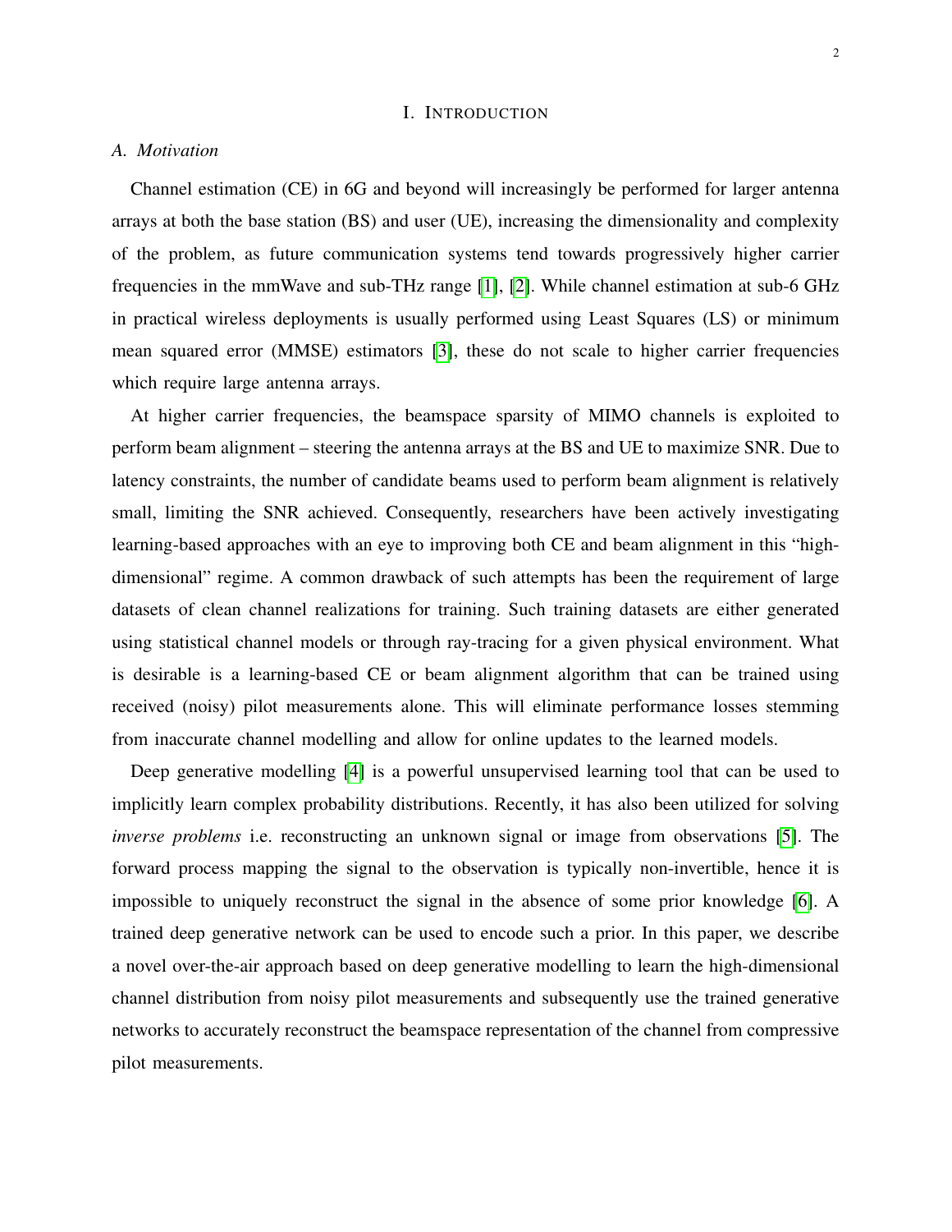# I. Introduction

## A. Motivation

Channel estimation (CE) in 6G and beyond will increasingly be performed for larger antenna arrays at both the base station (BS) and user (UE), increasing the dimensionality and complexity of the problem, as future communication systems tend towards progressively higher carrier frequencies in the mmWave and sub-THz range [1], [2]. While channel estimation at sub-6 GHz in practical wireless deployments is usually performed using Least Squares (LS) or minimum mean squared error (MMSE) estimators [3], these do not scale to higher carrier frequencies which require large antenna arrays.

At higher carrier frequencies, the beamspace sparsity of MIMO channels is exploited to perform beam alignment – steering the antenna arrays at the BS and UE to maximize SNR. Due to latency constraints, the number of candidate beams used to perform beam alignment is relatively small, limiting the SNR achieved. Consequently, researchers have been actively investigating learning-based approaches with an eye to improving both CE and beam alignment in this "high-dimensional" regime. A common drawback of such attempts has been the requirement of large datasets of clean channel realizations for training. Such training datasets are either generated using statistical channel models or through ray-tracing for a given physical environment. What is desirable is a learning-based CE or beam alignment algorithm that can be trained using received (noisy) pilot measurements alone. This will eliminate performance losses stemming from inaccurate channel modelling and allow for online updates to the learned models.

Deep generative modelling [4] is a powerful unsupervised learning tool that can be used to implicitly learn complex probability distributions. Recently, it has also been utilized for solving *inverse problems* i.e. reconstructing an unknown signal or image from observations [5]. The forward process mapping the signal to the observation is typically non-invertible, hence it is impossible to uniquely reconstruct the signal in the absence of some prior knowledge [6]. A trained deep generative network can be used to encode such a prior. In this paper, we describe a novel over-the-air approach based on deep generative modelling to learn the high-dimensional channel distribution from noisy pilot measurements and subsequently use the trained generative networks to accurately reconstruct the beamspace representation of the channel from compressive pilot measurements.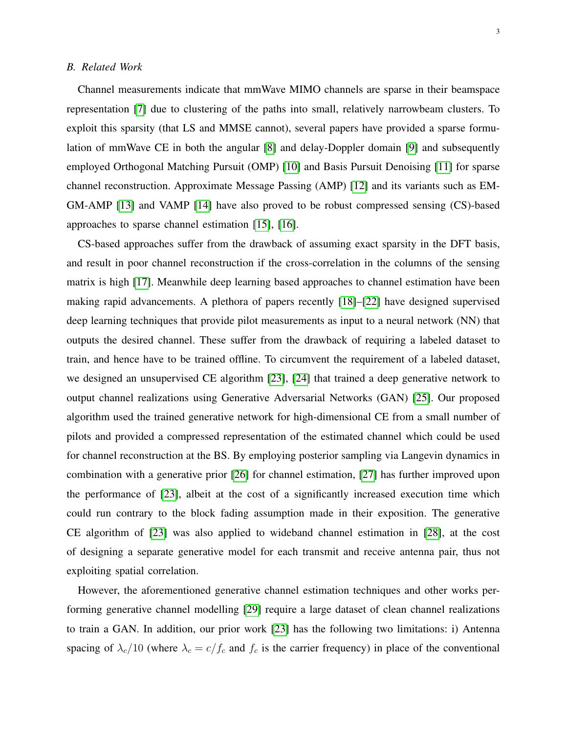### B. Related Work

Channel measurements indicate that mmWave MIMO channels are sparse in their beamspace representation [7] due to clustering of the paths into small, relatively narrowbeam clusters. To exploit this sparsity (that LS and MMSE cannot), several papers have provided a sparse formulation of mmWave CE in both the angular [8] and delay-Doppler domain [9] and subsequently employed Orthogonal Matching Pursuit (OMP) [10] and Basis Pursuit Denoising [11] for sparse channel reconstruction. Approximate Message Passing (AMP) [12] and its variants such as EM-GM-AMP [13] and VAMP [14] have also proved to be robust compressed sensing (CS)-based approaches to sparse channel estimation [15], [16].

CS-based approaches suffer from the drawback of assuming exact sparsity in the DFT basis, and result in poor channel reconstruction if the cross-correlation in the columns of the sensing matrix is high [17]. Meanwhile deep learning based approaches to channel estimation have been making rapid advancements. A plethora of papers recently [18]–[22] have designed supervised deep learning techniques that provide pilot measurements as input to a neural network (NN) that outputs the desired channel. These suffer from the drawback of requiring a labeled dataset to train, and hence have to be trained offline. To circumvent the requirement of a labeled dataset, we designed an unsupervised CE algorithm [23], [24] that trained a deep generative network to output channel realizations using Generative Adversarial Networks (GAN) [25]. Our proposed algorithm used the trained generative network for high-dimensional CE from a small number of pilots and provided a compressed representation of the estimated channel which could be used for channel reconstruction at the BS. By employing posterior sampling via Langevin dynamics in combination with a generative prior [26] for channel estimation, [27] has further improved upon the performance of [23], albeit at the cost of a significantly increased execution time which could run contrary to the block fading assumption made in their exposition. The generative CE algorithm of [23] was also applied to wideband channel estimation in [28], at the cost of designing a separate generative model for each transmit and receive antenna pair, thus not exploiting spatial correlation.

However, the aforementioned generative channel estimation techniques and other works performing generative channel modelling [29] require a large dataset of clean channel realizations to train a GAN. In addition, our prior work [23] has the following two limitations: i) Antenna spacing of $\lambda_c/10$ (where $\lambda_c = c/f_c$ and $f_c$ is the carrier frequency) in place of the conventional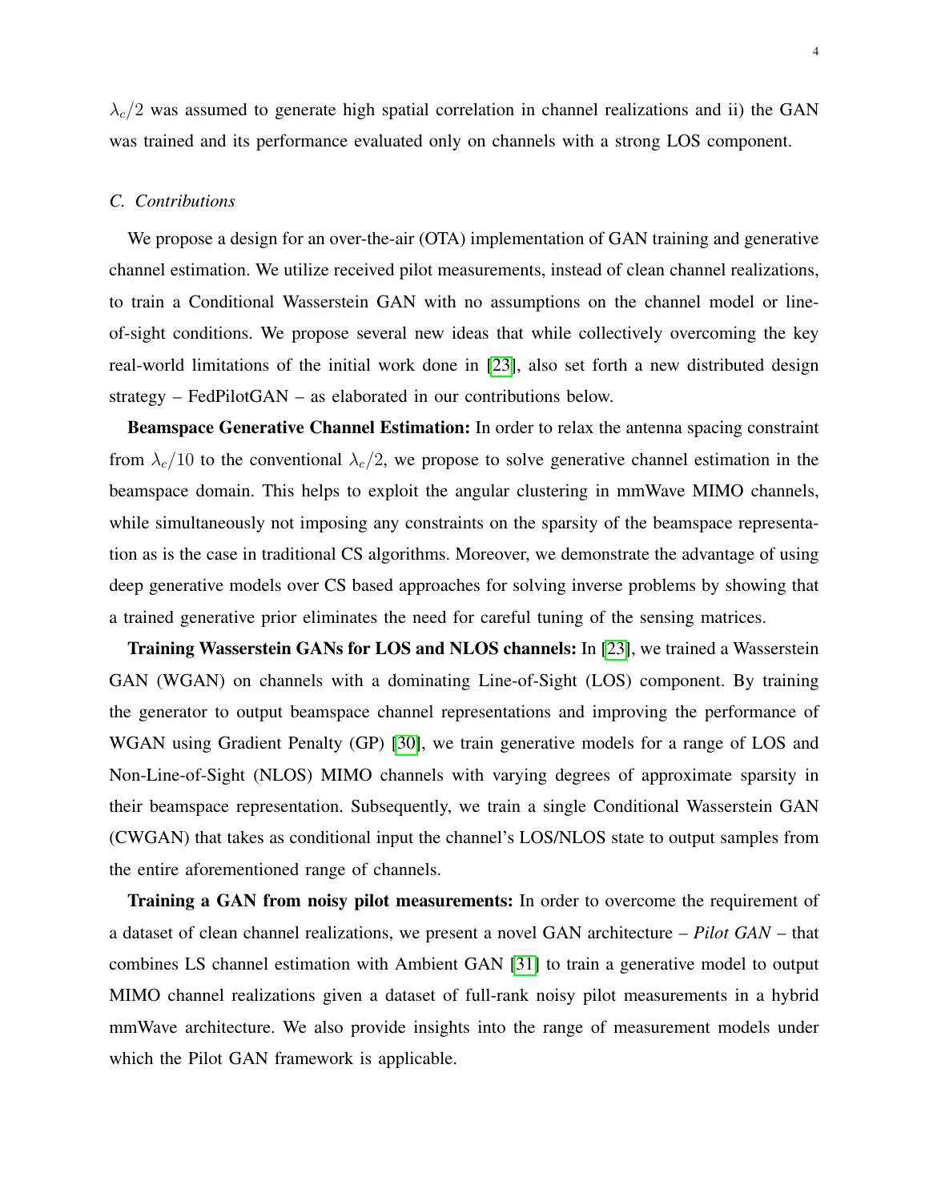$\lambda_c/2$ was assumed to generate high spatial correlation in channel realizations and ii) the GAN was trained and its performance evaluated only on channels with a strong LOS component.

### *C. Contributions*

We propose a design for an over-the-air (OTA) implementation of GAN training and generative channel estimation. We utilize received pilot measurements, instead of clean channel realizations, to train a Conditional Wasserstein GAN with no assumptions on the channel model or line-of-sight conditions. We propose several new ideas that while collectively overcoming the key real-world limitations of the initial work done in [23], also set forth a new distributed design strategy – FedPilotGAN – as elaborated in our contributions below.

**Beamspace Generative Channel Estimation:** In order to relax the antenna spacing constraint from $\lambda_c/10$ to the conventional $\lambda_c/2$, we propose to solve generative channel estimation in the beamspace domain. This helps to exploit the angular clustering in mmWave MIMO channels, while simultaneously not imposing any constraints on the sparsity of the beamspace representation as is the case in traditional CS algorithms. Moreover, we demonstrate the advantage of using deep generative models over CS based approaches for solving inverse problems by showing that a trained generative prior eliminates the need for careful tuning of the sensing matrices.

**Training Wasserstein GANs for LOS and NLOS channels:** In [23], we trained a Wasserstein GAN (WGAN) on channels with a dominating Line-of-Sight (LOS) component. By training the generator to output beamspace channel representations and improving the performance of WGAN using Gradient Penalty (GP) [30], we train generative models for a range of LOS and Non-Line-of-Sight (NLOS) MIMO channels with varying degrees of approximate sparsity in their beamspace representation. Subsequently, we train a single Conditional Wasserstein GAN (CWGAN) that takes as conditional input the channel's LOS/NLOS state to output samples from the entire aforementioned range of channels.

**Training a GAN from noisy pilot measurements:** In order to overcome the requirement of a dataset of clean channel realizations, we present a novel GAN architecture – *Pilot GAN* – that combines LS channel estimation with Ambient GAN [31] to train a generative model to output MIMO channel realizations given a dataset of full-rank noisy pilot measurements in a hybrid mmWave architecture. We also provide insights into the range of measurement models under which the Pilot GAN framework is applicable.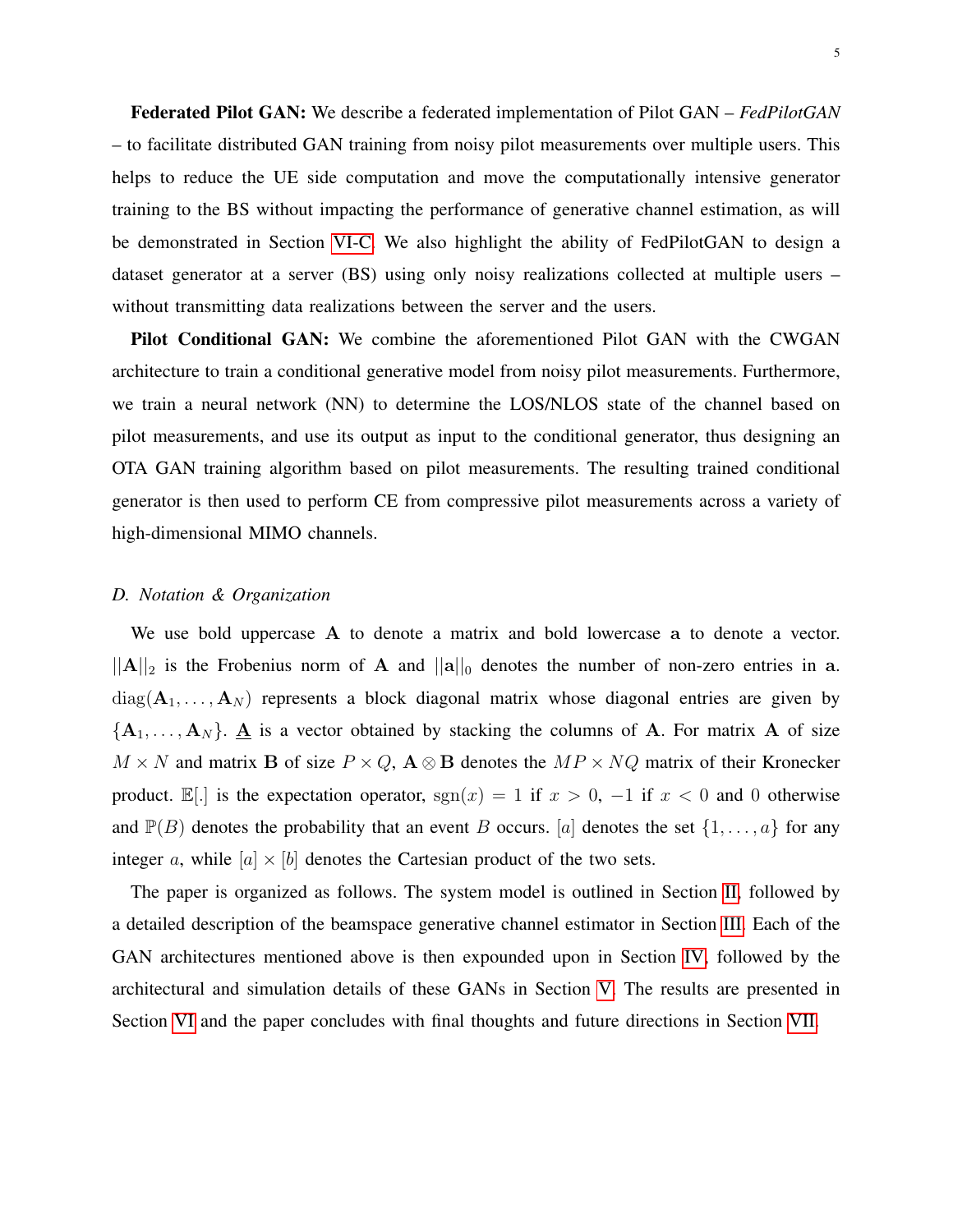**Federated Pilot GAN:** We describe a federated implementation of Pilot GAN – *FedPilotGAN* – to facilitate distributed GAN training from noisy pilot measurements over multiple users. This helps to reduce the UE side computation and move the computationally intensive generator training to the BS without impacting the performance of generative channel estimation, as will be demonstrated in Section VI-C. We also highlight the ability of FedPilotGAN to design a dataset generator at a server (BS) using only noisy realizations collected at multiple users – without transmitting data realizations between the server and the users.

**Pilot Conditional GAN:** We combine the aforementioned Pilot GAN with the CWGAN architecture to train a conditional generative model from noisy pilot measurements. Furthermore, we train a neural network (NN) to determine the LOS/NLOS state of the channel based on pilot measurements, and use its output as input to the conditional generator, thus designing an OTA GAN training algorithm based on pilot measurements. The resulting trained conditional generator is then used to perform CE from compressive pilot measurements across a variety of high-dimensional MIMO channels.

### *D. Notation & Organization*

We use bold uppercase $\mathbf{A}$ to denote a matrix and bold lowercase $\mathbf{a}$ to denote a vector. $||\mathbf{A}||_2$ is the Frobenius norm of $\mathbf{A}$ and $||\mathbf{a}||_0$ denotes the number of non-zero entries in $\mathbf{a}$. $\text{diag}(\mathbf{A}_1, \ldots, \mathbf{A}_N)$ represents a block diagonal matrix whose diagonal entries are given by $\{\mathbf{A}_1, \ldots, \mathbf{A}_N\}$. $\underline{\mathbf{A}}$ is a vector obtained by stacking the columns of $\mathbf{A}$. For matrix $\mathbf{A}$ of size $M \times N$ and matrix $\mathbf{B}$ of size $P \times Q$, $\mathbf{A} \otimes \mathbf{B}$ denotes the $MP \times NQ$ matrix of their Kronecker product. $\mathbb{E}[.]$ is the expectation operator, $\text{sgn}(x) = 1$ if $x > 0$, $-1$ if $x < 0$ and $0$ otherwise and $\mathbb{P}(B)$ denotes the probability that an event $B$ occurs. $[a]$ denotes the set $\{1, \ldots, a\}$ for any integer $a$, while $[a] \times [b]$ denotes the Cartesian product of the two sets.

The paper is organized as follows. The system model is outlined in Section II, followed by a detailed description of the beamspace generative channel estimator in Section III. Each of the GAN architectures mentioned above is then expounded upon in Section IV, followed by the architectural and simulation details of these GANs in Section V. The results are presented in Section VI and the paper concludes with final thoughts and future directions in Section VII.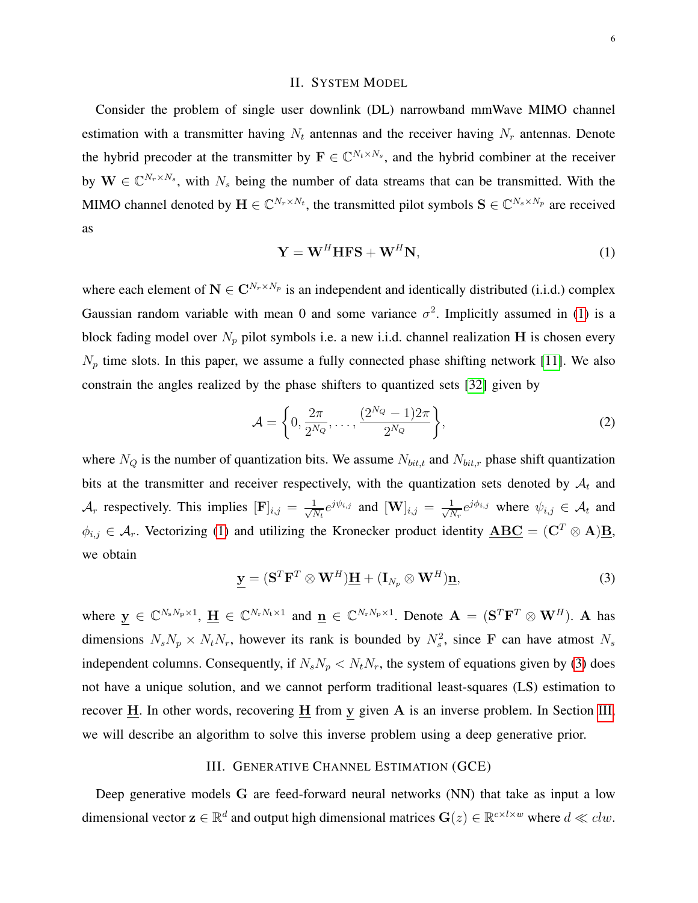## II. System Model

Consider the problem of single user downlink (DL) narrowband mmWave MIMO channel estimation with a transmitter having $N_t$ antennas and the receiver having $N_r$ antennas. Denote the hybrid precoder at the transmitter by $\mathbf{F} \in \mathbb{C}^{N_t \times N_s}$, and the hybrid combiner at the receiver by $\mathbf{W} \in \mathbb{C}^{N_r \times N_s}$, with $N_s$ being the number of data streams that can be transmitted. With the MIMO channel denoted by $\mathbf{H} \in \mathbb{C}^{N_r \times N_t}$, the transmitted pilot symbols $\mathbf{S} \in \mathbb{C}^{N_s \times N_p}$ are received as

$$\mathbf{Y} = \mathbf{W}^H \mathbf{H} \mathbf{F} \mathbf{S} + \mathbf{W}^H \mathbf{N}, \tag{1}$$

where each element of $\mathbf{N} \in \mathbf{C}^{N_r \times N_p}$ is an independent and identically distributed (i.i.d.) complex Gaussian random variable with mean 0 and some variance $\sigma^2$. Implicitly assumed in (1) is a block fading model over $N_p$ pilot symbols i.e. a new i.i.d. channel realization $\mathbf{H}$ is chosen every $N_p$ time slots. In this paper, we assume a fully connected phase shifting network [11]. We also constrain the angles realized by the phase shifters to quantized sets [32] given by

$$\mathcal{A} = \left\{0, \frac{2\pi}{2^{N_Q}}, \ldots, \frac{(2^{N_Q}-1)2\pi}{2^{N_Q}}\right\}, \tag{2}$$

where $N_Q$ is the number of quantization bits. We assume $N_{bit,t}$ and $N_{bit,r}$ phase shift quantization bits at the transmitter and receiver respectively, with the quantization sets denoted by $\mathcal{A}_t$ and $\mathcal{A}_r$ respectively. This implies $[\mathbf{F}]_{i,j} = \frac{1}{\sqrt{N_t}} e^{j\psi_{i,j}}$ and $[\mathbf{W}]_{i,j} = \frac{1}{\sqrt{N_r}} e^{j\phi_{i,j}}$ where $\psi_{i,j} \in \mathcal{A}_t$ and $\phi_{i,j} \in \mathcal{A}_r$. Vectorizing (1) and utilizing the Kronecker product identity $\underline{\mathbf{ABC}} = (\mathbf{C}^T \otimes \mathbf{A})\underline{\mathbf{B}}$, we obtain

$$\underline{\mathbf{y}} = (\mathbf{S}^T \mathbf{F}^T \otimes \mathbf{W}^H)\underline{\mathbf{H}} + (\mathbf{I}_{N_p} \otimes \mathbf{W}^H)\underline{\mathbf{n}}, \tag{3}$$

where $\underline{\mathbf{y}} \in \mathbb{C}^{N_s N_p \times 1}$, $\underline{\mathbf{H}} \in \mathbb{C}^{N_r N_t \times 1}$ and $\underline{\mathbf{n}} \in \mathbb{C}^{N_r N_p \times 1}$. Denote $\mathbf{A} = (\mathbf{S}^T \mathbf{F}^T \otimes \mathbf{W}^H)$. $\mathbf{A}$ has dimensions $N_s N_p \times N_t N_r$, however its rank is bounded by $N_s^2$, since $\mathbf{F}$ can have atmost $N_s$ independent columns. Consequently, if $N_s N_p < N_t N_r$, the system of equations given by (3) does not have a unique solution, and we cannot perform traditional least-squares (LS) estimation to recover $\underline{\mathbf{H}}$. In other words, recovering $\underline{\mathbf{H}}$ from $\underline{\mathbf{y}}$ given $\mathbf{A}$ is an inverse problem. In Section III, we will describe an algorithm to solve this inverse problem using a deep generative prior.

## III. Generative Channel Estimation (GCE)

Deep generative models $\mathbf{G}$ are feed-forward neural networks (NN) that take as input a low dimensional vector $\mathbf{z} \in \mathbb{R}^d$ and output high dimensional matrices $\mathbf{G}(z) \in \mathbb{R}^{c \times l \times w}$ where $d \ll clw$.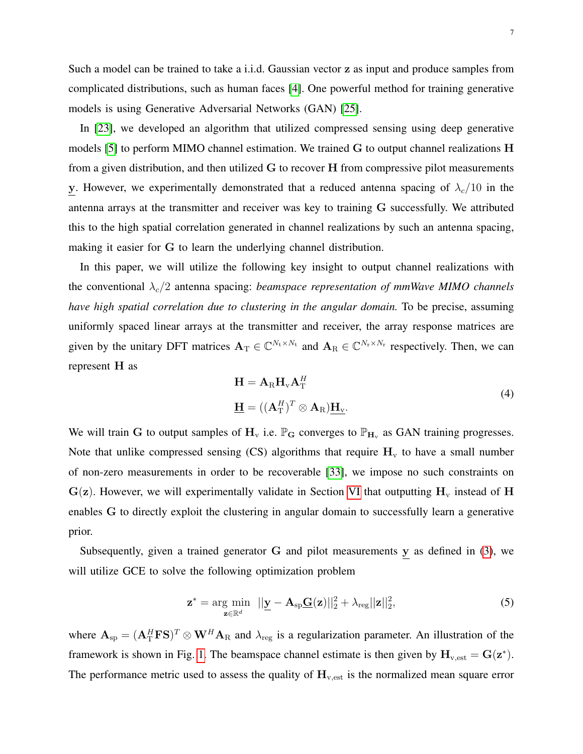Such a model can be trained to take a i.i.d. Gaussian vector $\mathbf{z}$ as input and produce samples from complicated distributions, such as human faces [4]. One powerful method for training generative models is using Generative Adversarial Networks (GAN) [25].

In [23], we developed an algorithm that utilized compressed sensing using deep generative models [5] to perform MIMO channel estimation. We trained $\mathbf{G}$ to output channel realizations $\mathbf{H}$ from a given distribution, and then utilized $\mathbf{G}$ to recover $\mathbf{H}$ from compressive pilot measurements $\underline{\mathbf{y}}$. However, we experimentally demonstrated that a reduced antenna spacing of $\lambda_c/10$ in the antenna arrays at the transmitter and receiver was key to training $\mathbf{G}$ successfully. We attributed this to the high spatial correlation generated in channel realizations by such an antenna spacing, making it easier for $\mathbf{G}$ to learn the underlying channel distribution.

In this paper, we will utilize the following key insight to output channel realizations with the conventional $\lambda_c/2$ antenna spacing: *beamspace representation of mmWave MIMO channels have high spatial correlation due to clustering in the angular domain.* To be precise, assuming uniformly spaced linear arrays at the transmitter and receiver, the array response matrices are given by the unitary DFT matrices $\mathbf{A}_{\mathrm{T}} \in \mathbb{C}^{N_{\mathrm{t}} \times N_{\mathrm{t}}}$ and $\mathbf{A}_{\mathrm{R}} \in \mathbb{C}^{N_{\mathrm{r}} \times N_{\mathrm{r}}}$ respectively. Then, we can represent $\mathbf{H}$ as

$$
\begin{aligned}
\mathbf{H} &= \mathbf{A}_{\mathrm{R}} \mathbf{H}_{\mathrm{v}} \mathbf{A}_{\mathrm{T}}^H \\
\underline{\mathbf{H}} &= ((\mathbf{A}_{\mathrm{T}}^H)^T \otimes \mathbf{A}_{\mathrm{R}}) \underline{\mathbf{H}_{\mathrm{v}}}.
\end{aligned} \tag{4}
$$

We will train $\mathbf{G}$ to output samples of $\mathbf{H}_{\mathrm{v}}$ i.e. $\mathbb{P}_{\mathbf{G}}$ converges to $\mathbb{P}_{\mathbf{H}_{\mathrm{v}}}$ as GAN training progresses. Note that unlike compressed sensing (CS) algorithms that require $\mathbf{H}_{\mathrm{v}}$ to have a small number of non-zero measurements in order to be recoverable [33], we impose no such constraints on $\mathbf{G}(\mathbf{z})$. However, we will experimentally validate in Section VI that outputting $\mathbf{H}_{\mathrm{v}}$ instead of $\mathbf{H}$ enables $\mathbf{G}$ to directly exploit the clustering in angular domain to successfully learn a generative prior.

Subsequently, given a trained generator $\mathbf{G}$ and pilot measurements $\underline{\mathbf{y}}$ as defined in (3), we will utilize GCE to solve the following optimization problem

$$
\mathbf{z}^* = \arg\min_{\mathbf{z} \in \mathbb{R}^d} \; ||\underline{\mathbf{y}} - \mathbf{A}_{\mathrm{sp}} \underline{\mathbf{G}}(\mathbf{z})||_2^2 + \lambda_{\mathrm{reg}} ||\mathbf{z}||_2^2, \tag{5}
$$

where $\mathbf{A}_{\mathrm{sp}} = (\mathbf{A}_{\mathrm{T}}^H \mathbf{F} \mathbf{S})^T \otimes \mathbf{W}^H \mathbf{A}_{\mathrm{R}}$ and $\lambda_{\mathrm{reg}}$ is a regularization parameter. An illustration of the framework is shown in Fig. 1. The beamspace channel estimate is then given by $\mathbf{H}_{\mathrm{v,est}} = \mathbf{G}(\mathbf{z}^*)$. The performance metric used to assess the quality of $\mathbf{H}_{\mathrm{v,est}}$ is the normalized mean square error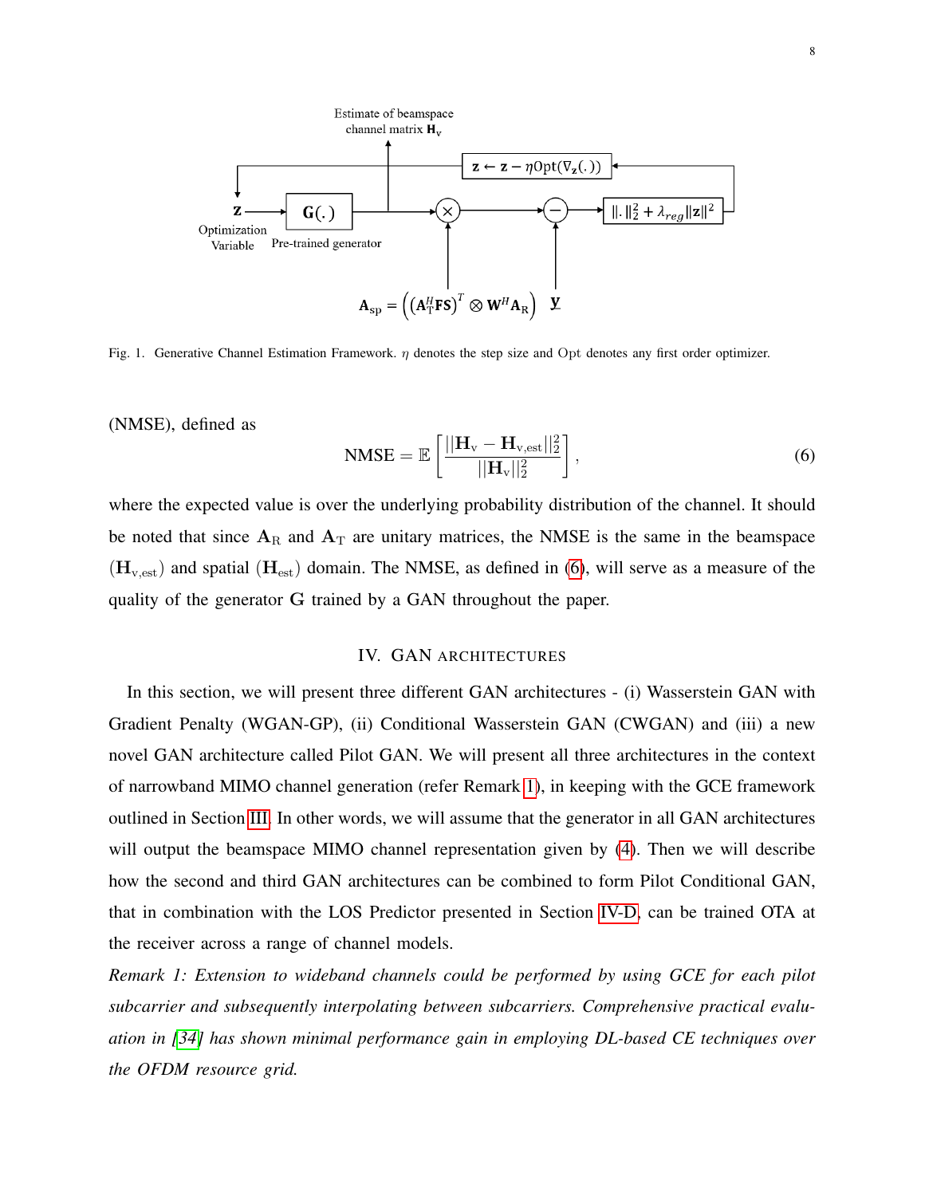Fig. 1. Generative Channel Estimation Framework. $\eta$ denotes the step size and Opt denotes any first order optimizer.

(NMSE), defined as

$$\text{NMSE} = \mathbb{E}\left[\frac{||\mathbf{H}_{\text{v}} - \mathbf{H}_{\text{v,est}}||_2^2}{||\mathbf{H}_{\text{v}}||_2^2}\right], \tag{6}$$

where the expected value is over the underlying probability distribution of the channel. It should be noted that since $\mathbf{A}_{\text{R}}$ and $\mathbf{A}_{\text{T}}$ are unitary matrices, the NMSE is the same in the beamspace $(\mathbf{H}_{\text{v,est}})$ and spatial $(\mathbf{H}_{\text{est}})$ domain. The NMSE, as defined in (6), will serve as a measure of the quality of the generator $\mathbf{G}$ trained by a GAN throughout the paper.

## IV. GAN Architectures

In this section, we will present three different GAN architectures - (i) Wasserstein GAN with Gradient Penalty (WGAN-GP), (ii) Conditional Wasserstein GAN (CWGAN) and (iii) a new novel GAN architecture called Pilot GAN. We will present all three architectures in the context of narrowband MIMO channel generation (refer Remark 1), in keeping with the GCE framework outlined in Section III. In other words, we will assume that the generator in all GAN architectures will output the beamspace MIMO channel representation given by (4). Then we will describe how the second and third GAN architectures can be combined to form Pilot Conditional GAN, that in combination with the LOS Predictor presented in Section IV-D, can be trained OTA at the receiver across a range of channel models.

*Remark 1: Extension to wideband channels could be performed by using GCE for each pilot subcarrier and subsequently interpolating between subcarriers. Comprehensive practical evaluation in [34] has shown minimal performance gain in employing DL-based CE techniques over the OFDM resource grid.*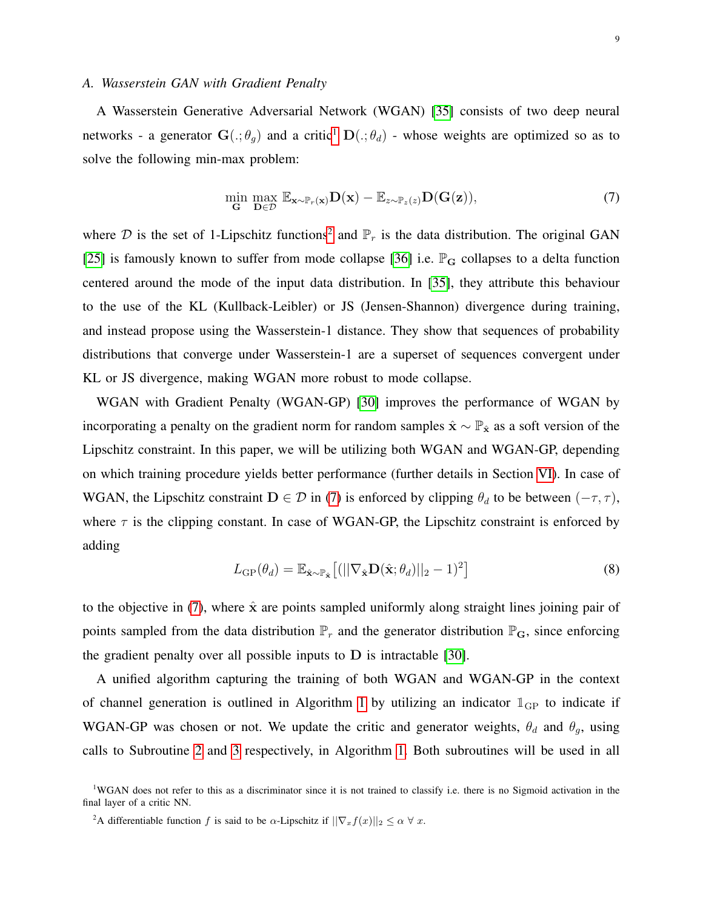### A. Wasserstein GAN with Gradient Penalty

A Wasserstein Generative Adversarial Network (WGAN) [35] consists of two deep neural networks - a generator $\mathbf{G}(.;\theta_g)$ and a critic[1] $\mathbf{D}(.;\theta_d)$ - whose weights are optimized so as to solve the following min-max problem:

$$\min_{\mathbf{G}} \max_{\mathbf{D}\in\mathcal{D}} \mathbb{E}_{\mathbf{x}\sim\mathbb{P}_r(\mathbf{x})}\mathbf{D}(\mathbf{x}) - \mathbb{E}_{z\sim\mathbb{P}_z(z)}\mathbf{D}(\mathbf{G}(\mathbf{z})), \tag{7}$$

where $\mathcal{D}$ is the set of 1-Lipschitz functions[2] and $\mathbb{P}_r$ is the data distribution. The original GAN [25] is famously known to suffer from mode collapse [36] i.e. $\mathbb{P}_{\mathbf{G}}$ collapses to a delta function centered around the mode of the input data distribution. In [35], they attribute this behaviour to the use of the KL (Kullback-Leibler) or JS (Jensen-Shannon) divergence during training, and instead propose using the Wasserstein-1 distance. They show that sequences of probability distributions that converge under Wasserstein-1 are a superset of sequences convergent under KL or JS divergence, making WGAN more robust to mode collapse.

WGAN with Gradient Penalty (WGAN-GP) [30] improves the performance of WGAN by incorporating a penalty on the gradient norm for random samples $\hat{\mathbf{x}} \sim \mathbb{P}_{\hat{\mathbf{x}}}$ as a soft version of the Lipschitz constraint. In this paper, we will be utilizing both WGAN and WGAN-GP, depending on which training procedure yields better performance (further details in Section VI). In case of WGAN, the Lipschitz constraint $\mathbf{D} \in \mathcal{D}$ in (7) is enforced by clipping $\theta_d$ to be between $(-\tau, \tau)$, where $\tau$ is the clipping constant. In case of WGAN-GP, the Lipschitz constraint is enforced by adding

$$L_{\text{GP}}(\theta_d) = \mathbb{E}_{\hat{\mathbf{x}}\sim\mathbb{P}_{\hat{\mathbf{x}}}}\left[(||\nabla_{\hat{\mathbf{x}}}\mathbf{D}(\hat{\mathbf{x}};\theta_d)||_2 - 1)^2\right] \tag{8}$$

to the objective in (7), where $\hat{\mathbf{x}}$ are points sampled uniformly along straight lines joining pair of points sampled from the data distribution $\mathbb{P}_r$ and the generator distribution $\mathbb{P}_{\mathbf{G}}$, since enforcing the gradient penalty over all possible inputs to $\mathbf{D}$ is intractable [30].

A unified algorithm capturing the training of both WGAN and WGAN-GP in the context of channel generation is outlined in Algorithm 1 by utilizing an indicator $\mathbb{1}_{\text{GP}}$ to indicate if WGAN-GP was chosen or not. We update the critic and generator weights, $\theta_d$ and $\theta_g$, using calls to Subroutine 2 and 3 respectively, in Algorithm 1. Both subroutines will be used in all

[1] WGAN does not refer to this as a discriminator since it is not trained to classify i.e. there is no Sigmoid activation in the final layer of a critic NN.

[2] A differentiable function $f$ is said to be $\alpha$-Lipschitz if $||\nabla_x f(x)||_2 \leq \alpha \; \forall \; x$.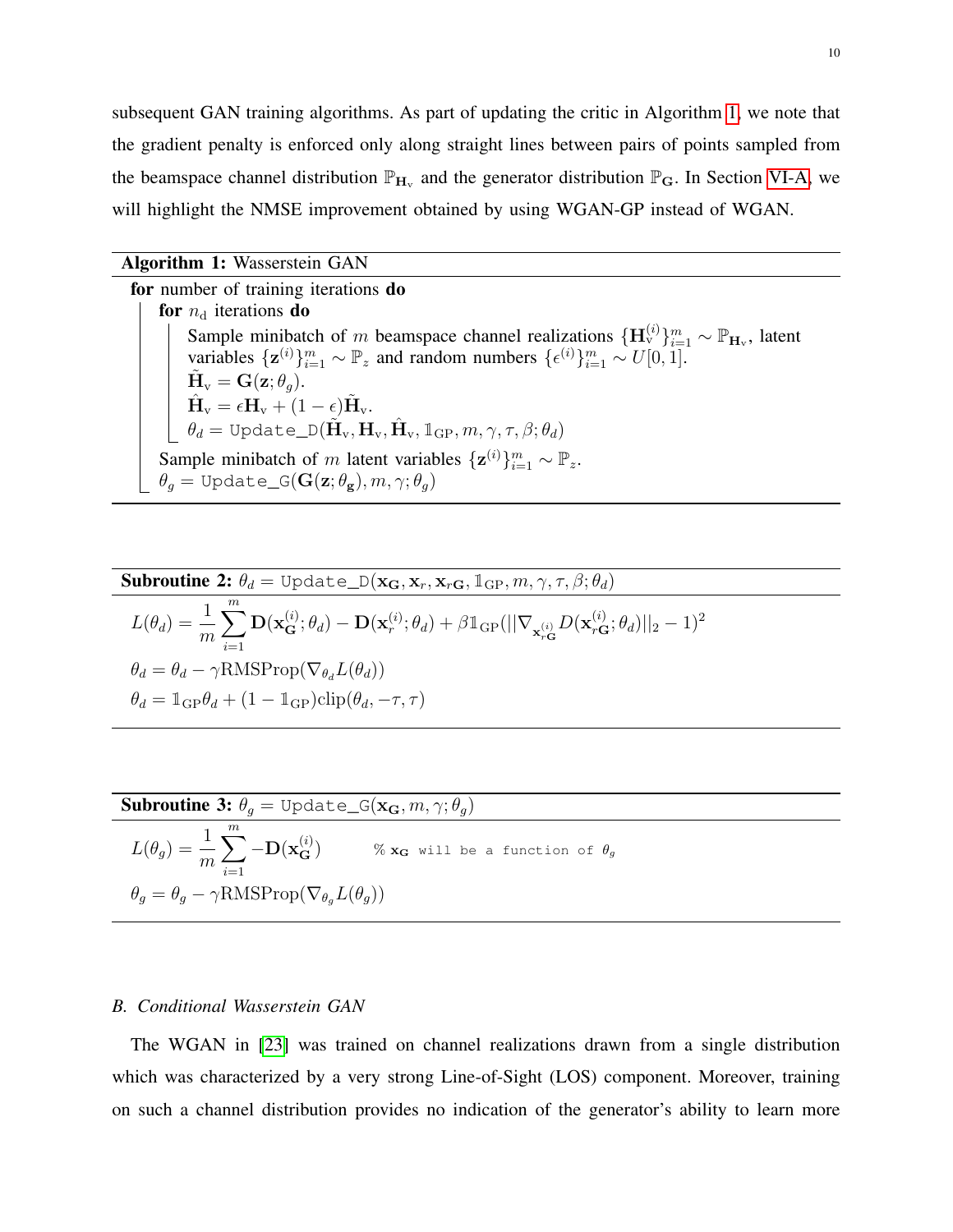subsequent GAN training algorithms. As part of updating the critic in Algorithm 1, we note that the gradient penalty is enforced only along straight lines between pairs of points sampled from the beamspace channel distribution $\mathbb{P}_{\mathbf{H}_\text{v}}$ and the generator distribution $\mathbb{P}_{\mathbf{G}}$. In Section VI-A, we will highlight the NMSE improvement obtained by using WGAN-GP instead of WGAN.

---

**Algorithm 1:** Wasserstein GAN

---

**for** number of training iterations **do**

  **for** $n_\text{d}$ iterations **do**

    Sample minibatch of $m$ beamspace channel realizations $\{\mathbf{H}_\text{v}^{(i)}\}_{i=1}^m \sim \mathbb{P}_{\mathbf{H}_\text{v}}$, latent variables $\{\mathbf{z}^{(i)}\}_{i=1}^m \sim \mathbb{P}_z$ and random numbers $\{\epsilon^{(i)}\}_{i=1}^m \sim U[0,1]$.

    $\tilde{\mathbf{H}}_\text{v} = \mathbf{G}(\mathbf{z};\theta_g)$.

    $\hat{\mathbf{H}}_\text{v} = \epsilon \mathbf{H}_\text{v} + (1-\epsilon)\tilde{\mathbf{H}}_\text{v}$.

    $\theta_d = \texttt{Update\_D}(\tilde{\mathbf{H}}_\text{v}, \mathbf{H}_\text{v}, \hat{\mathbf{H}}_\text{v}, \mathbb{1}_\text{GP}, m, \gamma, \tau, \beta; \theta_d)$

  Sample minibatch of $m$ latent variables $\{\mathbf{z}^{(i)}\}_{i=1}^m \sim \mathbb{P}_z$.

  $\theta_g = \texttt{Update\_G}(\mathbf{G}(\mathbf{z};\theta_\mathbf{g}), m, \gamma; \theta_g)$

---

---

**Subroutine 2:** $\theta_d = \texttt{Update\_D}(\mathbf{x}_\mathbf{G}, \mathbf{x}_r, \mathbf{x}_{r\mathbf{G}}, \mathbb{1}_\text{GP}, m, \gamma, \tau, \beta; \theta_d)$

---

$$L(\theta_d) = \frac{1}{m}\sum_{i=1}^{m} \mathbf{D}(\mathbf{x}_\mathbf{G}^{(i)};\theta_d) - \mathbf{D}(\mathbf{x}_r^{(i)};\theta_d) + \beta \mathbb{1}_\text{GP}(||\nabla_{\mathbf{x}_{r\mathbf{G}}^{(i)}} D(\mathbf{x}_{r\mathbf{G}}^{(i)};\theta_d)||_2 - 1)^2$$

$$\theta_d = \theta_d - \gamma \text{RMSProp}(\nabla_{\theta_d} L(\theta_d))$$

$$\theta_d = \mathbb{1}_\text{GP}\theta_d + (1-\mathbb{1}_\text{GP})\text{clip}(\theta_d, -\tau, \tau)$$

---

---

**Subroutine 3:** $\theta_g = \texttt{Update\_G}(\mathbf{x}_\mathbf{G}, m, \gamma; \theta_g)$

---

$$L(\theta_g) = \frac{1}{m}\sum_{i=1}^{m} -\mathbf{D}(\mathbf{x}_\mathbf{G}^{(i)}) \qquad \text{\% } \mathbf{x}_\mathbf{G} \text{ will be a function of } \theta_g$$

$$\theta_g = \theta_g - \gamma \text{RMSProp}(\nabla_{\theta_g} L(\theta_g))$$

---

### *B. Conditional Wasserstein GAN*

The WGAN in [23] was trained on channel realizations drawn from a single distribution which was characterized by a very strong Line-of-Sight (LOS) component. Moreover, training on such a channel distribution provides no indication of the generator's ability to learn more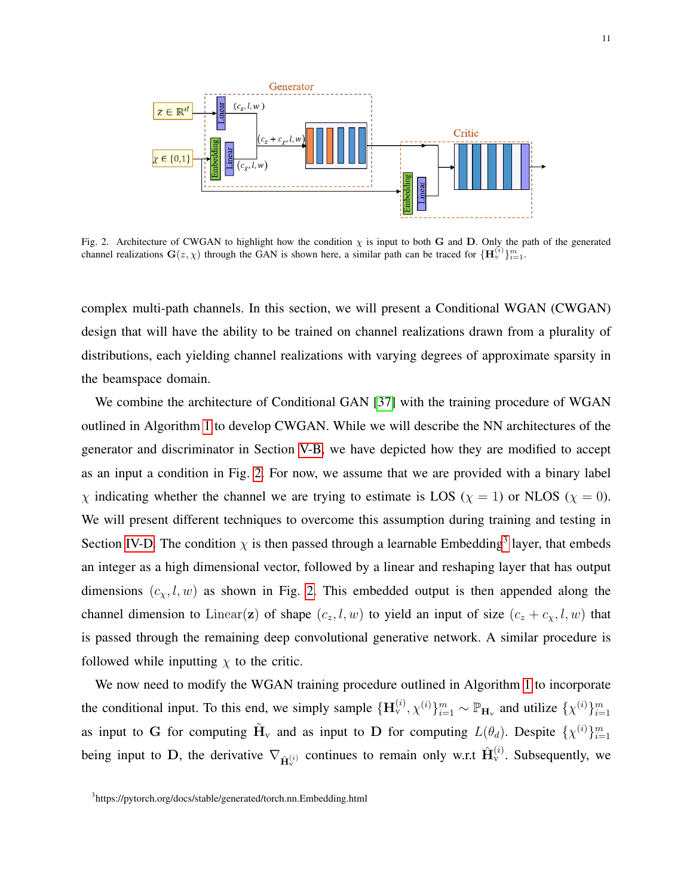Fig. 2. Architecture of CWGAN to highlight how the condition $\chi$ is input to both $\mathbf{G}$ and $\mathbf{D}$. Only the path of the generated channel realizations $\mathbf{G}(z, \chi)$ through the GAN is shown here, a similar path can be traced for $\{\mathbf{H}_v^{(i)}\}_{i=1}^m$.

complex multi-path channels. In this section, we will present a Conditional WGAN (CWGAN) design that will have the ability to be trained on channel realizations drawn from a plurality of distributions, each yielding channel realizations with varying degrees of approximate sparsity in the beamspace domain.

We combine the architecture of Conditional GAN [37] with the training procedure of WGAN outlined in Algorithm 1 to develop CWGAN. While we will describe the NN architectures of the generator and discriminator in Section V-B, we have depicted how they are modified to accept as an input a condition in Fig. 2. For now, we assume that we are provided with a binary label $\chi$ indicating whether the channel we are trying to estimate is LOS ($\chi = 1$) or NLOS ($\chi = 0$). We will present different techniques to overcome this assumption during training and testing in Section IV-D. The condition $\chi$ is then passed through a learnable Embedding[3] layer, that embeds an integer as a high dimensional vector, followed by a linear and reshaping layer that has output dimensions $(c_\chi, l, w)$ as shown in Fig. 2. This embedded output is then appended along the channel dimension to $\text{Linear}(\mathbf{z})$ of shape $(c_z, l, w)$ to yield an input of size $(c_z + c_\chi, l, w)$ that is passed through the remaining deep convolutional generative network. A similar procedure is followed while inputting $\chi$ to the critic.

We now need to modify the WGAN training procedure outlined in Algorithm 1 to incorporate the conditional input. To this end, we simply sample $\{\mathbf{H}_v^{(i)}, \chi^{(i)}\}_{i=1}^m \sim \mathbb{P}_{\mathbf{H}_v}$ and utilize $\{\chi^{(i)}\}_{i=1}^m$ as input to $\mathbf{G}$ for computing $\tilde{\mathbf{H}}_v$ and as input to $\mathbf{D}$ for computing $L(\theta_d)$. Despite $\{\chi^{(i)}\}_{i=1}^m$ being input to $\mathbf{D}$, the derivative $\nabla_{\hat{\mathbf{H}}_v^{(i)}}$ continues to remain only w.r.t $\hat{\mathbf{H}}_v^{(i)}$. Subsequently, we

[3] https://pytorch.org/docs/stable/generated/torch.nn.Embedding.html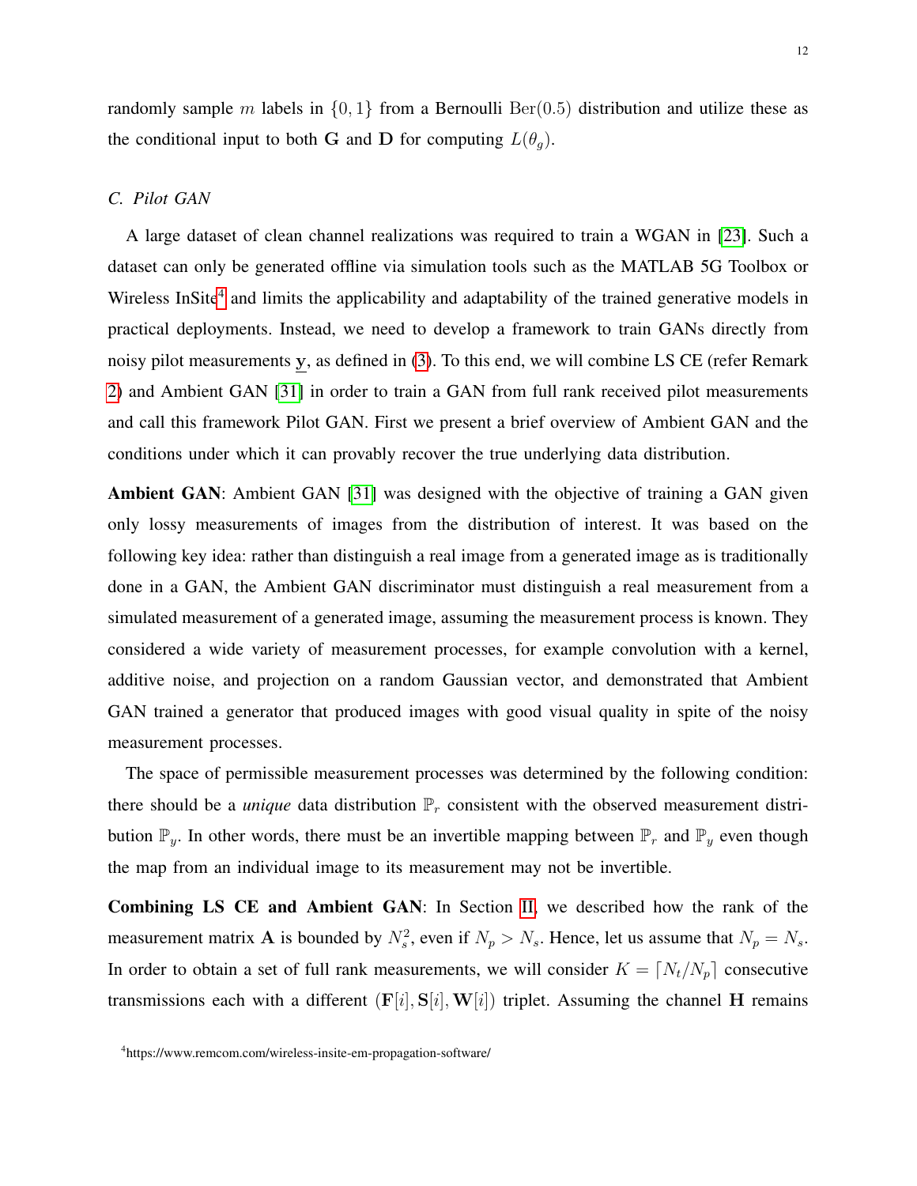randomly sample $m$ labels in $\{0, 1\}$ from a Bernoulli $\text{Ber}(0.5)$ distribution and utilize these as the conditional input to both $\mathbf{G}$ and $\mathbf{D}$ for computing $L(\theta_g)$.

### *C. Pilot GAN*

A large dataset of clean channel realizations was required to train a WGAN in [23]. Such a dataset can only be generated offline via simulation tools such as the MATLAB 5G Toolbox or Wireless InSite[4] and limits the applicability and adaptability of the trained generative models in practical deployments. Instead, we need to develop a framework to train GANs directly from noisy pilot measurements $\underline{\mathbf{y}}$, as defined in (3). To this end, we will combine LS CE (refer Remark 2) and Ambient GAN [31] in order to train a GAN from full rank received pilot measurements and call this framework Pilot GAN. First we present a brief overview of Ambient GAN and the conditions under which it can provably recover the true underlying data distribution.

**Ambient GAN**: Ambient GAN [31] was designed with the objective of training a GAN given only lossy measurements of images from the distribution of interest. It was based on the following key idea: rather than distinguish a real image from a generated image as is traditionally done in a GAN, the Ambient GAN discriminator must distinguish a real measurement from a simulated measurement of a generated image, assuming the measurement process is known. They considered a wide variety of measurement processes, for example convolution with a kernel, additive noise, and projection on a random Gaussian vector, and demonstrated that Ambient GAN trained a generator that produced images with good visual quality in spite of the noisy measurement processes.

The space of permissible measurement processes was determined by the following condition: there should be a *unique* data distribution $\mathbb{P}_r$ consistent with the observed measurement distribution $\mathbb{P}_y$. In other words, there must be an invertible mapping between $\mathbb{P}_r$ and $\mathbb{P}_y$ even though the map from an individual image to its measurement may not be invertible.

**Combining LS CE and Ambient GAN**: In Section II, we described how the rank of the measurement matrix $\mathbf{A}$ is bounded by $N_s^2$, even if $N_p > N_s$. Hence, let us assume that $N_p = N_s$. In order to obtain a set of full rank measurements, we will consider $K = \lceil N_t/N_p \rceil$ consecutive transmissions each with a different $(\mathbf{F}[i], \mathbf{S}[i], \mathbf{W}[i])$ triplet. Assuming the channel $\mathbf{H}$ remains

[4]https://www.remcom.com/wireless-insite-em-propagation-software/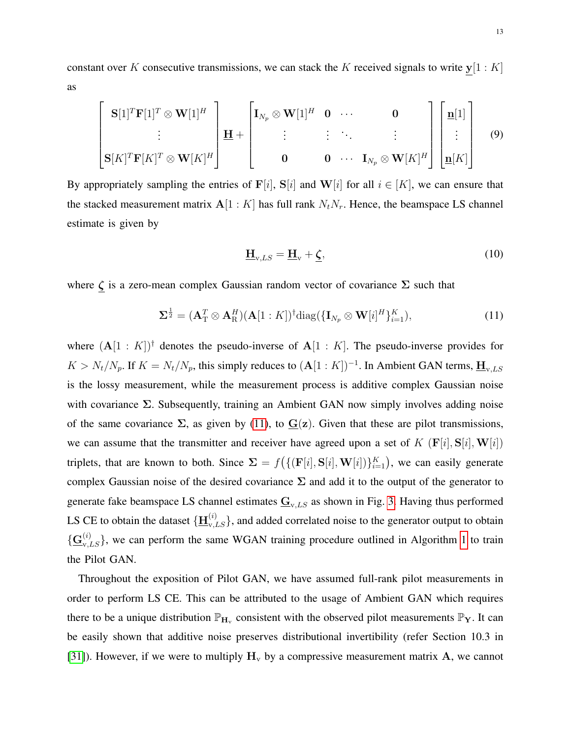constant over $K$ consecutive transmissions, we can stack the $K$ received signals to write $\underline{\mathbf{y}}[1:K]$ as

$$\begin{bmatrix} \mathbf{S}[1]^T\mathbf{F}[1]^T \otimes \mathbf{W}[1]^H \\ \vdots \\ \mathbf{S}[K]^T\mathbf{F}[K]^T \otimes \mathbf{W}[K]^H \end{bmatrix} \underline{\mathbf{H}} + \begin{bmatrix} \mathbf{I}_{N_p} \otimes \mathbf{W}[1]^H & \mathbf{0} & \cdots & \mathbf{0} \\ \vdots & \vdots & \ddots & \vdots \\ \mathbf{0} & \mathbf{0} & \cdots & \mathbf{I}_{N_p} \otimes \mathbf{W}[K]^H \end{bmatrix} \begin{bmatrix} \underline{\mathbf{n}}[1] \\ \vdots \\ \underline{\mathbf{n}}[K] \end{bmatrix} \tag{9}$$

By appropriately sampling the entries of $\mathbf{F}[i]$, $\mathbf{S}[i]$ and $\mathbf{W}[i]$ for all $i \in [K]$, we can ensure that the stacked measurement matrix $\mathbf{A}[1:K]$ has full rank $N_tN_r$. Hence, the beamspace LS channel estimate is given by

$$\underline{\mathbf{H}}_{\mathrm{v},LS} = \underline{\mathbf{H}}_{\mathrm{v}} + \underline{\boldsymbol{\zeta}}, \tag{10}$$

where $\underline{\boldsymbol{\zeta}}$ is a zero-mean complex Gaussian random vector of covariance $\boldsymbol{\Sigma}$ such that

$$\boldsymbol{\Sigma}^{\frac{1}{2}} = (\mathbf{A}_{\mathrm{T}}^T \otimes \mathbf{A}_{\mathrm{R}}^H)(\mathbf{A}[1:K])^{\dagger}\mathrm{diag}(\{\mathbf{I}_{N_p} \otimes \mathbf{W}[i]^H\}_{i=1}^K), \tag{11}$$

where $(\mathbf{A}[1:K])^{\dagger}$ denotes the pseudo-inverse of $\mathbf{A}[1:K]$. The pseudo-inverse provides for $K > N_t/N_p$. If $K = N_t/N_p$, this simply reduces to $(\mathbf{A}[1:K])^{-1}$. In Ambient GAN terms, $\underline{\mathbf{H}}_{\mathrm{v},LS}$ is the lossy measurement, while the measurement process is additive complex Gaussian noise with covariance $\boldsymbol{\Sigma}$. Subsequently, training an Ambient GAN now simply involves adding noise of the same covariance $\boldsymbol{\Sigma}$, as given by (11), to $\underline{\mathbf{G}}(\mathbf{z})$. Given that these are pilot transmissions, we can assume that the transmitter and receiver have agreed upon a set of $K$ $(\mathbf{F}[i], \mathbf{S}[i], \mathbf{W}[i])$ triplets, that are known to both. Since $\boldsymbol{\Sigma} = f\big(\{(\mathbf{F}[i], \mathbf{S}[i], \mathbf{W}[i])\}_{i=1}^K\big)$, we can easily generate complex Gaussian noise of the desired covariance $\boldsymbol{\Sigma}$ and add it to the output of the generator to generate fake beamspace LS channel estimates $\underline{\mathbf{G}}_{\mathrm{v},LS}$ as shown in Fig. 3. Having thus performed LS CE to obtain the dataset $\{\underline{\mathbf{H}}_{\mathrm{v},LS}^{(i)}\}$, and added correlated noise to the generator output to obtain $\{\underline{\mathbf{G}}_{\mathrm{v},LS}^{(i)}\}$, we can perform the same WGAN training procedure outlined in Algorithm 1 to train the Pilot GAN.

Throughout the exposition of Pilot GAN, we have assumed full-rank pilot measurements in order to perform LS CE. This can be attributed to the usage of Ambient GAN which requires there to be a unique distribution $\mathbb{P}_{\mathbf{H}_{\mathrm{v}}}$ consistent with the observed pilot measurements $\mathbb{P}_{\mathbf{Y}}$. It can be easily shown that additive noise preserves distributional invertibility (refer Section 10.3 in [31]). However, if we were to multiply $\mathbf{H}_{\mathrm{v}}$ by a compressive measurement matrix $\mathbf{A}$, we cannot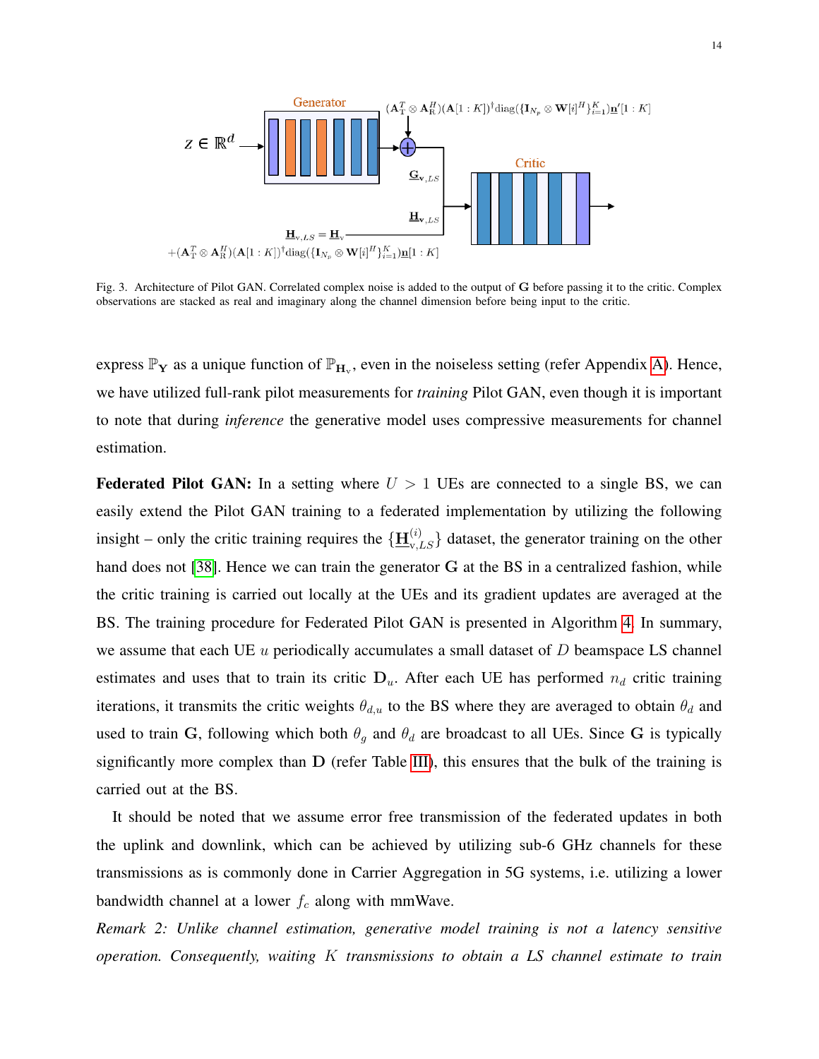Fig. 3. Architecture of Pilot GAN. Correlated complex noise is added to the output of $\mathbf{G}$ before passing it to the critic. Complex observations are stacked as real and imaginary along the channel dimension before being input to the critic.

express $\mathbb{P}_{\mathbf{Y}}$ as a unique function of $\mathbb{P}_{\mathbf{H}_{\text{v}}}$, even in the noiseless setting (refer Appendix A). Hence, we have utilized full-rank pilot measurements for *training* Pilot GAN, even though it is important to note that during *inference* the generative model uses compressive measurements for channel estimation.

**Federated Pilot GAN:** In a setting where $U > 1$ UEs are connected to a single BS, we can easily extend the Pilot GAN training to a federated implementation by utilizing the following insight – only the critic training requires the $\{\underline{\mathbf{H}}^{(i)}_{\text{v},LS}\}$ dataset, the generator training on the other hand does not [38]. Hence we can train the generator $\mathbf{G}$ at the BS in a centralized fashion, while the critic training is carried out locally at the UEs and its gradient updates are averaged at the BS. The training procedure for Federated Pilot GAN is presented in Algorithm 4. In summary, we assume that each UE $u$ periodically accumulates a small dataset of $D$ beamspace LS channel estimates and uses that to train its critic $\mathbf{D}_u$. After each UE has performed $n_d$ critic training iterations, it transmits the critic weights $\theta_{d,u}$ to the BS where they are averaged to obtain $\theta_d$ and used to train $\mathbf{G}$, following which both $\theta_g$ and $\theta_d$ are broadcast to all UEs. Since $\mathbf{G}$ is typically significantly more complex than $\mathbf{D}$ (refer Table III), this ensures that the bulk of the training is carried out at the BS.

It should be noted that we assume error free transmission of the federated updates in both the uplink and downlink, which can be achieved by utilizing sub-6 GHz channels for these transmissions as is commonly done in Carrier Aggregation in 5G systems, i.e. utilizing a lower bandwidth channel at a lower $f_c$ along with mmWave.

*Remark 2: Unlike channel estimation, generative model training is not a latency sensitive operation. Consequently, waiting $K$ transmissions to obtain a LS channel estimate to train*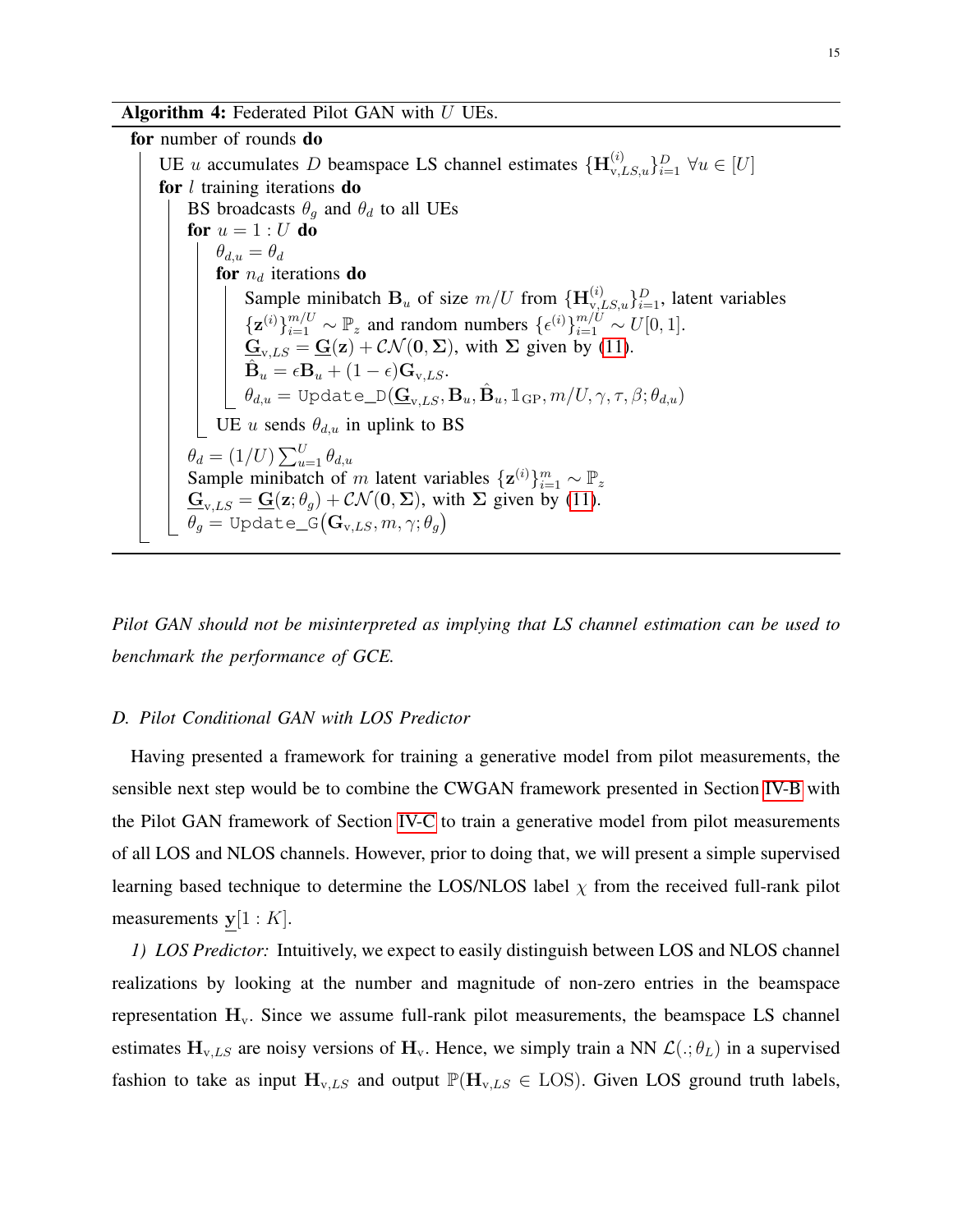**Algorithm 4:** Federated Pilot GAN with $U$ UEs.

```
for number of rounds do
    UE u accumulates D beamspace LS channel estimates {H_{v,LS,u}^{(i)}}_{i=1}^D ∀u ∈ [U]
    for l training iterations do
        BS broadcasts θ_g and θ_d to all UEs
        for u = 1 : U do
            θ_{d,u} = θ_d
            for n_d iterations do
                Sample minibatch B_u of size m/U from {H_{v,LS,u}^{(i)}}_{i=1}^D, latent variables
                {z^{(i)}}_{i=1}^{m/U} ~ P_z and random numbers {ε^{(i)}}_{i=1}^{m/U} ~ U[0,1].
                G_{v,LS} = G(z) + CN(0, Σ), with Σ given by (11).
                B̂_u = εB_u + (1 − ε)G_{v,LS}.
                θ_{d,u} = Update_D(G_{v,LS}, B_u, B̂_u, 1_GP, m/U, γ, τ, β; θ_{d,u})
            UE u sends θ_{d,u} in uplink to BS
        θ_d = (1/U) Σ_{u=1}^U θ_{d,u}
        Sample minibatch of m latent variables {z^{(i)}}_{i=1}^m ~ P_z
        G_{v,LS} = G(z; θ_g) + CN(0, Σ), with Σ given by (11).
        θ_g = Update_G(G_{v,LS}, m, γ; θ_g)
```

*Pilot GAN should not be misinterpreted as implying that LS channel estimation can be used to benchmark the performance of GCE.*

### D. Pilot Conditional GAN with LOS Predictor

Having presented a framework for training a generative model from pilot measurements, the sensible next step would be to combine the CWGAN framework presented in Section IV-B with the Pilot GAN framework of Section IV-C to train a generative model from pilot measurements of all LOS and NLOS channels. However, prior to doing that, we will present a simple supervised learning based technique to determine the LOS/NLOS label $\chi$ from the received full-rank pilot measurements $\underline{\mathbf{y}}[1:K]$.

*1) LOS Predictor:* Intuitively, we expect to easily distinguish between LOS and NLOS channel realizations by looking at the number and magnitude of non-zero entries in the beamspace representation $\mathbf{H}_{\text{v}}$. Since we assume full-rank pilot measurements, the beamspace LS channel estimates $\mathbf{H}_{\text{v},LS}$ are noisy versions of $\mathbf{H}_{\text{v}}$. Hence, we simply train a NN $\mathcal{L}(.;\theta_L)$ in a supervised fashion to take as input $\mathbf{H}_{\text{v},LS}$ and output $\mathbb{P}(\mathbf{H}_{\text{v},LS} \in \text{LOS})$. Given LOS ground truth labels,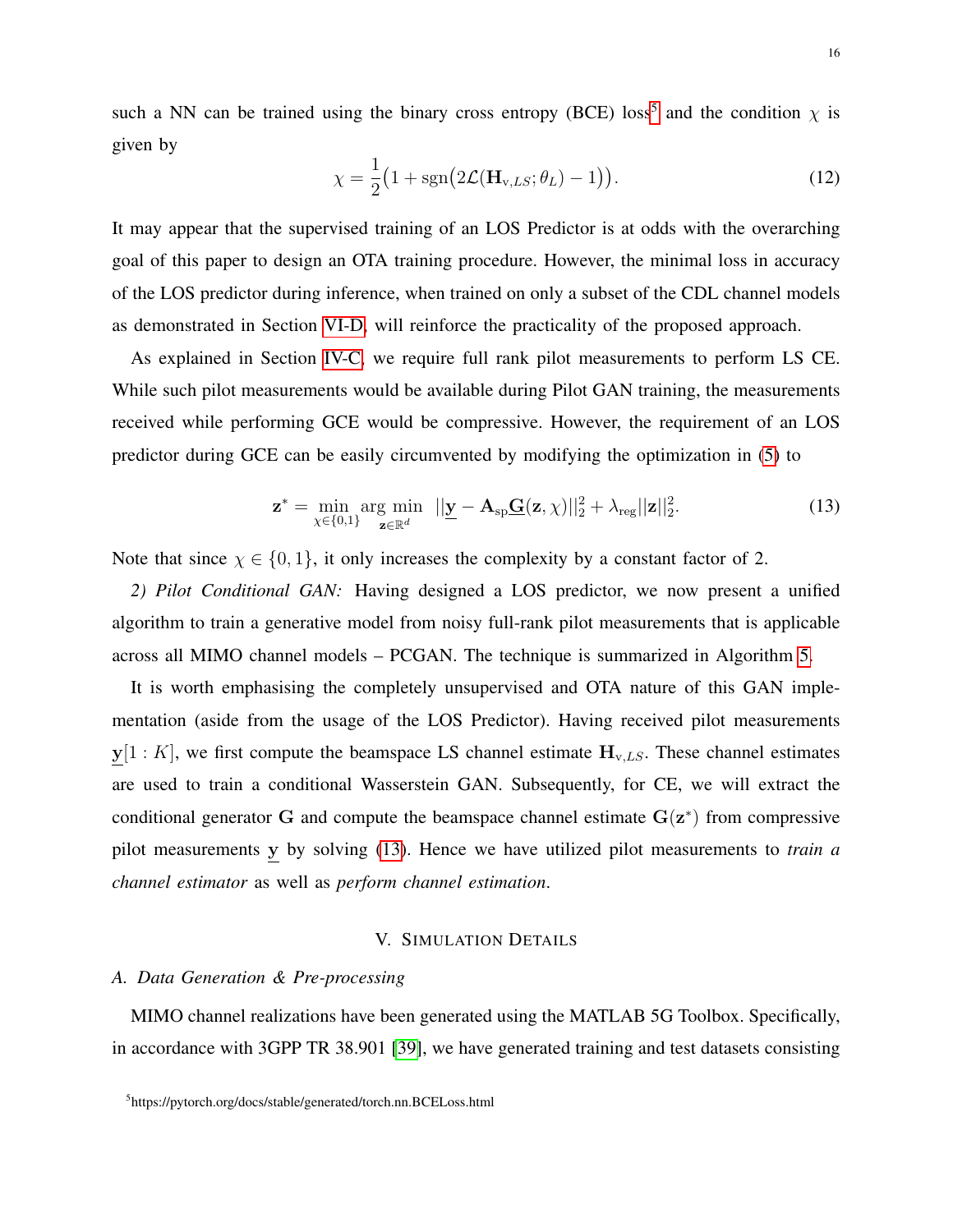such a NN can be trained using the binary cross entropy (BCE) loss[5] and the condition $\chi$ is given by

$$\chi = \frac{1}{2}\big(1 + \text{sgn}\big(2\mathcal{L}(\mathbf{H}_{\text{v},LS}; \theta_L) - 1\big)\big). \tag{12}$$

It may appear that the supervised training of an LOS Predictor is at odds with the overarching goal of this paper to design an OTA training procedure. However, the minimal loss in accuracy of the LOS predictor during inference, when trained on only a subset of the CDL channel models as demonstrated in Section VI-D, will reinforce the practicality of the proposed approach.

As explained in Section IV-C, we require full rank pilot measurements to perform LS CE. While such pilot measurements would be available during Pilot GAN training, the measurements received while performing GCE would be compressive. However, the requirement of an LOS predictor during GCE can be easily circumvented by modifying the optimization in (5) to

$$\mathbf{z}^* = \min_{\chi \in \{0,1\}} \arg\min_{\mathbf{z} \in \mathbb{R}^d} \; ||\underline{\mathbf{y}} - \mathbf{A}_{\text{sp}}\underline{\mathbf{G}}(\mathbf{z}, \chi)||_2^2 + \lambda_{\text{reg}}||\mathbf{z}||_2^2. \tag{13}$$

Note that since $\chi \in \{0, 1\}$, it only increases the complexity by a constant factor of 2.

*2) Pilot Conditional GAN:* Having designed a LOS predictor, we now present a unified algorithm to train a generative model from noisy full-rank pilot measurements that is applicable across all MIMO channel models – PCGAN. The technique is summarized in Algorithm 5.

It is worth emphasising the completely unsupervised and OTA nature of this GAN implementation (aside from the usage of the LOS Predictor). Having received pilot measurements $\underline{\mathbf{y}}[1:K]$, we first compute the beamspace LS channel estimate $\mathbf{H}_{\text{v},LS}$. These channel estimates are used to train a conditional Wasserstein GAN. Subsequently, for CE, we will extract the conditional generator $\mathbf{G}$ and compute the beamspace channel estimate $\mathbf{G}(\mathbf{z}^*)$ from compressive pilot measurements $\underline{\mathbf{y}}$ by solving (13). Hence we have utilized pilot measurements to *train a channel estimator* as well as *perform channel estimation*.

## V. Simulation Details

### A. Data Generation & Pre-processing

MIMO channel realizations have been generated using the MATLAB 5G Toolbox. Specifically, in accordance with 3GPP TR 38.901 [39], we have generated training and test datasets consisting

[5] https://pytorch.org/docs/stable/generated/torch.nn.BCELoss.html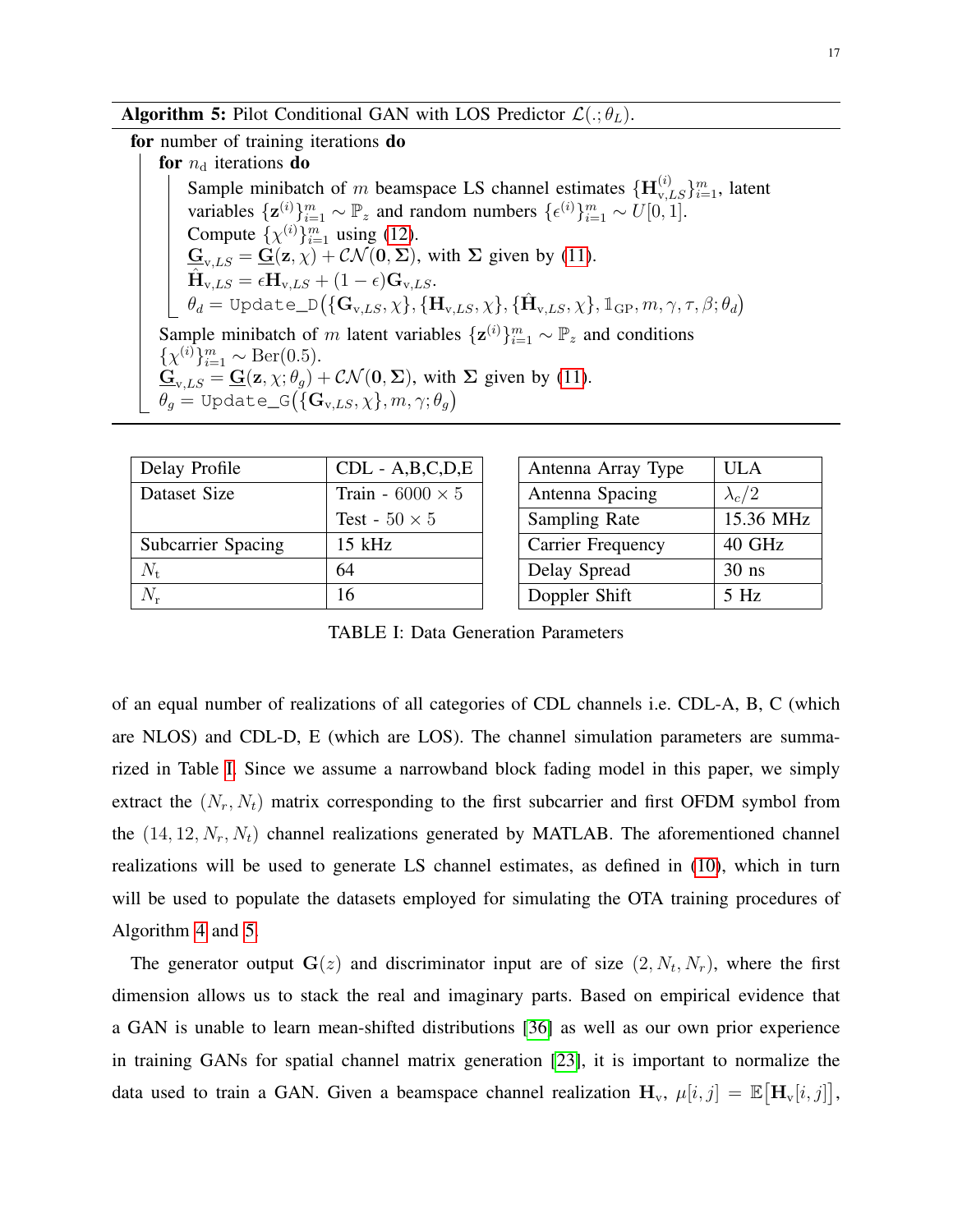**Algorithm 5:** Pilot Conditional GAN with LOS Predictor $\mathcal{L}(.;\theta_L)$.

**for** number of training iterations **do**

  **for** $n_{\mathrm{d}}$ iterations **do**

    Sample minibatch of $m$ beamspace LS channel estimates $\{\mathbf{H}_{\mathrm{v},LS}^{(i)}\}_{i=1}^{m}$, latent variables $\{\mathbf{z}^{(i)}\}_{i=1}^{m} \sim \mathbb{P}_z$ and random numbers $\{\epsilon^{(i)}\}_{i=1}^{m} \sim U[0,1]$.

    Compute $\{\chi^{(i)}\}_{i=1}^{m}$ using (12).

    $\underline{\mathbf{G}}_{\mathrm{v},LS} = \underline{\mathbf{G}}(\mathbf{z},\chi) + \mathcal{CN}(\mathbf{0},\mathbf{\Sigma})$, with $\mathbf{\Sigma}$ given by (11).

    $\hat{\mathbf{H}}_{\mathrm{v},LS} = \epsilon \mathbf{H}_{\mathrm{v},LS} + (1-\epsilon)\mathbf{G}_{\mathrm{v},LS}$.

    $\theta_d = \mathtt{Update\_D}\big(\{\mathbf{G}_{\mathrm{v},LS},\chi\}, \{\mathbf{H}_{\mathrm{v},LS},\chi\}, \{\hat{\mathbf{H}}_{\mathrm{v},LS},\chi\}, \mathbb{1}_{\mathrm{GP}}, m, \gamma, \tau, \beta; \theta_d\big)$

  Sample minibatch of $m$ latent variables $\{\mathbf{z}^{(i)}\}_{i=1}^{m} \sim \mathbb{P}_z$ and conditions $\{\chi^{(i)}\}_{i=1}^{m} \sim \mathrm{Ber}(0.5)$.

  $\underline{\mathbf{G}}_{\mathrm{v},LS} = \underline{\mathbf{G}}(\mathbf{z},\chi;\theta_g) + \mathcal{CN}(\mathbf{0},\mathbf{\Sigma})$, with $\mathbf{\Sigma}$ given by (11).

  $\theta_g = \mathtt{Update\_G}\big(\{\mathbf{G}_{\mathrm{v},LS},\chi\}, m, \gamma; \theta_g\big)$

| Delay Profile | CDL - A,B,C,D,E |
|---|---|
| Dataset Size | Train - $6000 \times 5$ |
| | Test - $50 \times 5$ |
| Subcarrier Spacing | 15 kHz |
| $N_{\mathrm{t}}$ | 64 |
| $N_{\mathrm{r}}$ | 16 |

| Antenna Array Type | ULA |
|---|---|
| Antenna Spacing | $\lambda_c/2$ |
| Sampling Rate | 15.36 MHz |
| Carrier Frequency | 40 GHz |
| Delay Spread | 30 ns |
| Doppler Shift | 5 Hz |

TABLE I: Data Generation Parameters

of an equal number of realizations of all categories of CDL channels i.e. CDL-A, B, C (which are NLOS) and CDL-D, E (which are LOS). The channel simulation parameters are summarized in Table I. Since we assume a narrowband block fading model in this paper, we simply extract the $(N_r, N_t)$ matrix corresponding to the first subcarrier and first OFDM symbol from the $(14, 12, N_r, N_t)$ channel realizations generated by MATLAB. The aforementioned channel realizations will be used to generate LS channel estimates, as defined in (10), which in turn will be used to populate the datasets employed for simulating the OTA training procedures of Algorithm 4 and 5.

The generator output $\mathbf{G}(z)$ and discriminator input are of size $(2, N_t, N_r)$, where the first dimension allows us to stack the real and imaginary parts. Based on empirical evidence that a GAN is unable to learn mean-shifted distributions [36] as well as our own prior experience in training GANs for spatial channel matrix generation [23], it is important to normalize the data used to train a GAN. Given a beamspace channel realization $\mathbf{H}_{\mathrm{v}}$, $\mu[i,j] = \mathbb{E}\big[\mathbf{H}_{\mathrm{v}}[i,j]\big]$,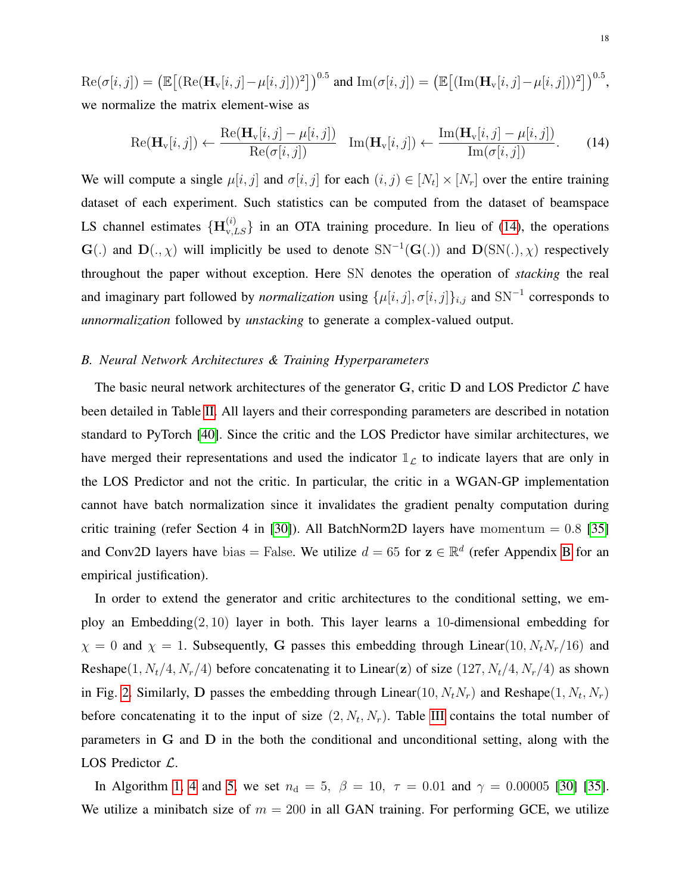$\text{Re}(\sigma[i,j]) = \left(\mathbb{E}\left[(\text{Re}(\mathbf{H}_\text{v}[i,j] - \mu[i,j]))^2\right]\right)^{0.5}$ and $\text{Im}(\sigma[i,j]) = \left(\mathbb{E}\left[(\text{Im}(\mathbf{H}_\text{v}[i,j] - \mu[i,j]))^2\right]\right)^{0.5}$, we normalize the matrix element-wise as

$$\text{Re}(\mathbf{H}_\text{v}[i,j]) \leftarrow \frac{\text{Re}(\mathbf{H}_\text{v}[i,j] - \mu[i,j])}{\text{Re}(\sigma[i,j])} \quad \text{Im}(\mathbf{H}_\text{v}[i,j]) \leftarrow \frac{\text{Im}(\mathbf{H}_\text{v}[i,j] - \mu[i,j])}{\text{Im}(\sigma[i,j])}. \tag{14}$$

We will compute a single $\mu[i,j]$ and $\sigma[i,j]$ for each $(i,j) \in [N_t] \times [N_r]$ over the entire training dataset of each experiment. Such statistics can be computed from the dataset of beamspace LS channel estimates $\{\mathbf{H}^{(i)}_{\text{v},LS}\}$ in an OTA training procedure. In lieu of (14), the operations $\mathbf{G}(.)$ and $\mathbf{D}(.,\chi)$ will implicitly be used to denote $\text{SN}^{-1}(\mathbf{G}(.))$ and $\mathbf{D}(\text{SN}(.),\chi)$ respectively throughout the paper without exception. Here SN denotes the operation of *stacking* the real and imaginary part followed by *normalization* using $\{\mu[i,j], \sigma[i,j]\}_{i,j}$ and $\text{SN}^{-1}$ corresponds to *unnormalization* followed by *unstacking* to generate a complex-valued output.

### B. Neural Network Architectures & Training Hyperparameters

The basic neural network architectures of the generator $\mathbf{G}$, critic $\mathbf{D}$ and LOS Predictor $\mathcal{L}$ have been detailed in Table II. All layers and their corresponding parameters are described in notation standard to PyTorch [40]. Since the critic and the LOS Predictor have similar architectures, we have merged their representations and used the indicator $\mathbb{1}_\mathcal{L}$ to indicate layers that are only in the LOS Predictor and not the critic. In particular, the critic in a WGAN-GP implementation cannot have batch normalization since it invalidates the gradient penalty computation during critic training (refer Section 4 in [30]). All BatchNorm2D layers have $\text{momentum} = 0.8$ [35] and Conv2D layers have $\text{bias} = \text{False}$. We utilize $d = 65$ for $\mathbf{z} \in \mathbb{R}^d$ (refer Appendix B for an empirical justification).

In order to extend the generator and critic architectures to the conditional setting, we employ an $\text{Embedding}(2, 10)$ layer in both. This layer learns a 10-dimensional embedding for $\chi = 0$ and $\chi = 1$. Subsequently, $\mathbf{G}$ passes this embedding through $\text{Linear}(10, N_t N_r/16)$ and $\text{Reshape}(1, N_t/4, N_r/4)$ before concatenating it to $\text{Linear}(\mathbf{z})$ of size $(127, N_t/4, N_r/4)$ as shown in Fig. 2. Similarly, $\mathbf{D}$ passes the embedding through $\text{Linear}(10, N_t N_r)$ and $\text{Reshape}(1, N_t, N_r)$ before concatenating it to the input of size $(2, N_t, N_r)$. Table III contains the total number of parameters in $\mathbf{G}$ and $\mathbf{D}$ in the both the conditional and unconditional setting, along with the LOS Predictor $\mathcal{L}$.

In Algorithm 1, 4 and 5, we set $n_\text{d} = 5,\ \beta = 10,\ \tau = 0.01$ and $\gamma = 0.00005$ [30] [35]. We utilize a minibatch size of $m = 200$ in all GAN training. For performing GCE, we utilize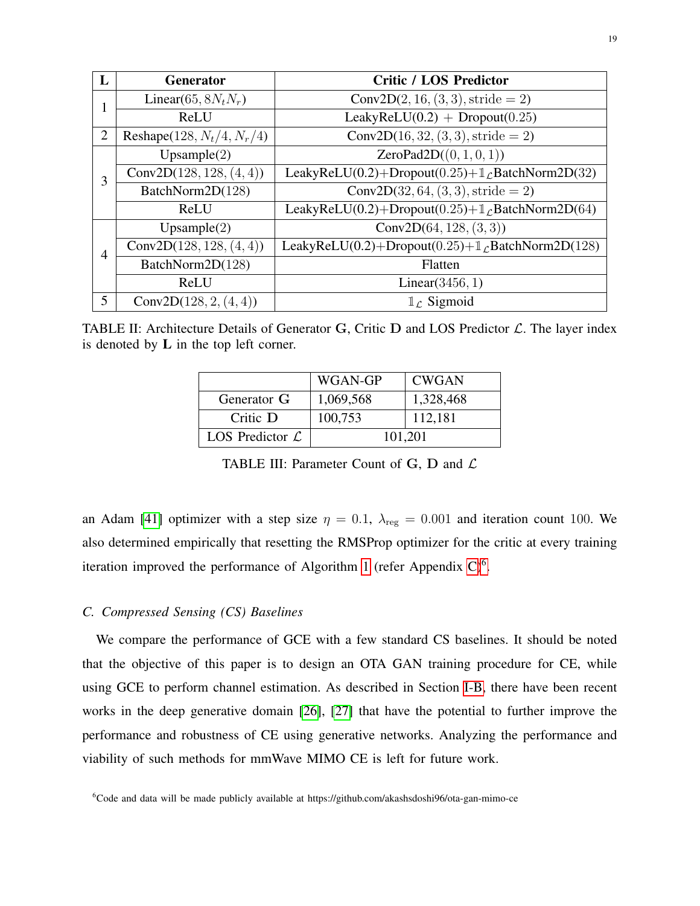| L | Generator | Critic / LOS Predictor |
|---|---|---|
| 1 | Linear$(65, 8N_tN_r)$ | Conv2D$(2, 16, (3,3), \text{stride} = 2)$ |
| | ReLU | LeakyReLU(0.2) + Dropout(0.25) |
| 2 | Reshape$(128, N_t/4, N_r/4)$ | Conv2D$(16, 32, (3,3), \text{stride} = 2)$ |
| 3 | Upsample(2) | ZeroPad2D$((0,1,0,1))$ |
| | Conv2D$(128, 128, (4,4))$ | LeakyReLU(0.2)+Dropout(0.25)+$\mathbb{1}_{\mathcal{L}}$BatchNorm2D(32) |
| | BatchNorm2D(128) | Conv2D$(32, 64, (3,3), \text{stride} = 2)$ |
| | ReLU | LeakyReLU(0.2)+Dropout(0.25)+$\mathbb{1}_{\mathcal{L}}$BatchNorm2D(64) |
| 4 | Upsample(2) | Conv2D$(64, 128, (3,3))$ |
| | Conv2D$(128, 128, (4,4))$ | LeakyReLU(0.2)+Dropout(0.25)+$\mathbb{1}_{\mathcal{L}}$BatchNorm2D(128) |
| | BatchNorm2D(128) | Flatten |
| | ReLU | Linear(3456, 1) |
| 5 | Conv2D$(128, 2, (4,4))$ | $\mathbb{1}_{\mathcal{L}}$ Sigmoid |

TABLE II: Architecture Details of Generator $\mathbf{G}$, Critic $\mathbf{D}$ and LOS Predictor $\mathcal{L}$. The layer index is denoted by $\mathbf{L}$ in the top left corner.

| | WGAN-GP | CWGAN |
|---|---|---|
| Generator $\mathbf{G}$ | 1,069,568 | 1,328,468 |
| Critic $\mathbf{D}$ | 100,753 | 112,181 |
| LOS Predictor $\mathcal{L}$ | 101,201 | |

TABLE III: Parameter Count of $\mathbf{G}$, $\mathbf{D}$ and $\mathcal{L}$

an Adam [41] optimizer with a step size $\eta = 0.1$, $\lambda_{\text{reg}} = 0.001$ and iteration count 100. We also determined empirically that resetting the RMSProp optimizer for the critic at every training iteration improved the performance of Algorithm 1 (refer Appendix C)[6].

### *C. Compressed Sensing (CS) Baselines*

We compare the performance of GCE with a few standard CS baselines. It should be noted that the objective of this paper is to design an OTA GAN training procedure for CE, while using GCE to perform channel estimation. As described in Section I-B, there have been recent works in the deep generative domain [26], [27] that have the potential to further improve the performance and robustness of CE using generative networks. Analyzing the performance and viability of such methods for mmWave MIMO CE is left for future work.

[6]Code and data will be made publicly available at https://github.com/akashsdoshi96/ota-gan-mimo-ce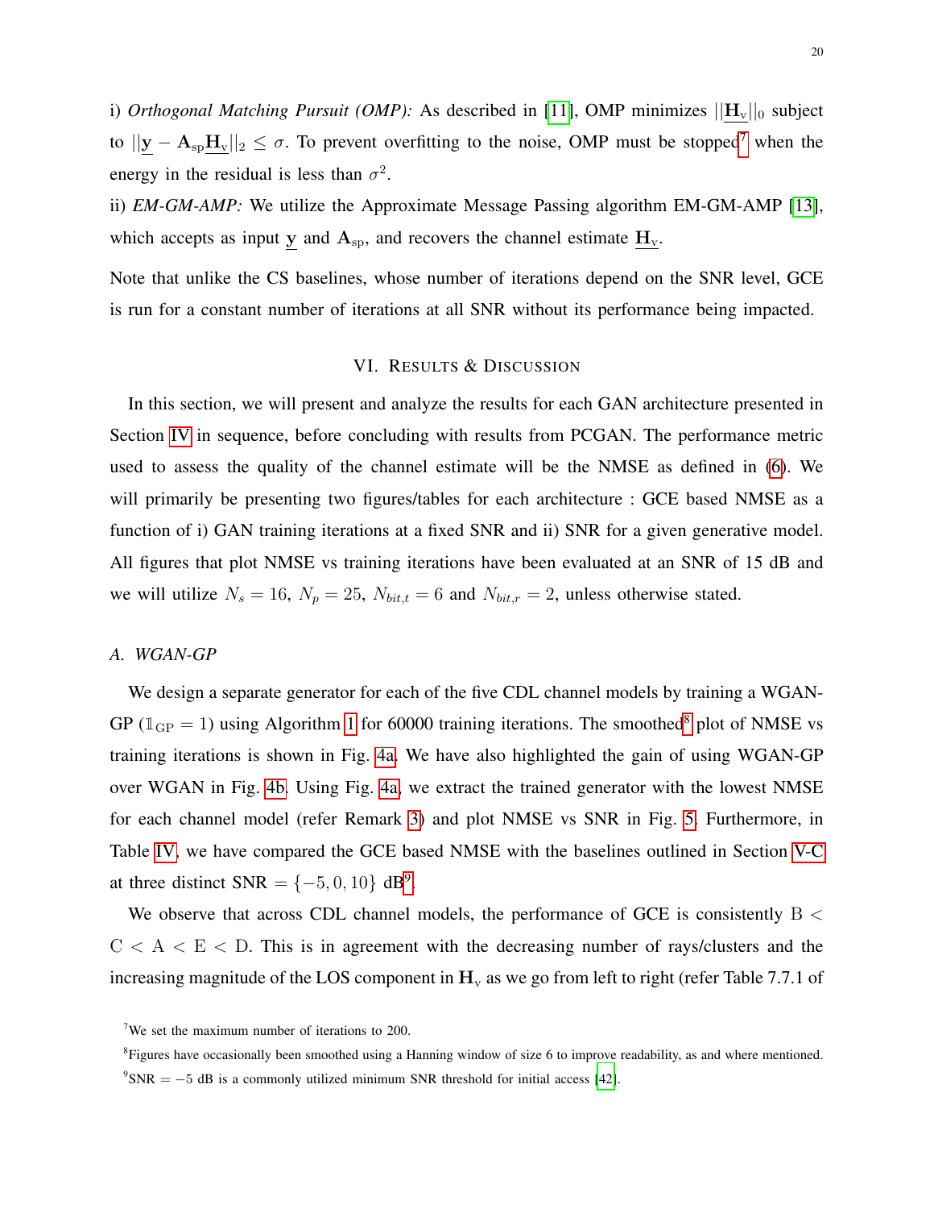i) *Orthogonal Matching Pursuit (OMP):* As described in [11], OMP minimizes $||\underline{\mathbf{H}}_{\mathrm{v}}||_0$ subject to $||\underline{\mathbf{y}} - \mathbf{A}_{\mathrm{sp}}\underline{\mathbf{H}}_{\mathrm{v}}||_2 \leq \sigma$. To prevent overfitting to the noise, OMP must be stopped[7] when the energy in the residual is less than $\sigma^2$.

ii) *EM-GM-AMP:* We utilize the Approximate Message Passing algorithm EM-GM-AMP [13], which accepts as input $\underline{\mathbf{y}}$ and $\mathbf{A}_{\mathrm{sp}}$, and recovers the channel estimate $\underline{\mathbf{H}}_{\mathrm{v}}$.

Note that unlike the CS baselines, whose number of iterations depend on the SNR level, GCE is run for a constant number of iterations at all SNR without its performance being impacted.

## VI. Results & Discussion

In this section, we will present and analyze the results for each GAN architecture presented in Section IV in sequence, before concluding with results from PCGAN. The performance metric used to assess the quality of the channel estimate will be the NMSE as defined in (6). We will primarily be presenting two figures/tables for each architecture : GCE based NMSE as a function of i) GAN training iterations at a fixed SNR and ii) SNR for a given generative model. All figures that plot NMSE vs training iterations have been evaluated at an SNR of 15 dB and we will utilize $N_s = 16$, $N_p = 25$, $N_{bit,t} = 6$ and $N_{bit,r} = 2$, unless otherwise stated.

### A. WGAN-GP

We design a separate generator for each of the five CDL channel models by training a WGAN-GP ($\mathbb{1}_{\mathrm{GP}} = 1$) using Algorithm 1 for 60000 training iterations. The smoothed[8] plot of NMSE vs training iterations is shown in Fig. 4a. We have also highlighted the gain of using WGAN-GP over WGAN in Fig. 4b. Using Fig. 4a, we extract the trained generator with the lowest NMSE for each channel model (refer Remark 3) and plot NMSE vs SNR in Fig. 5. Furthermore, in Table IV, we have compared the GCE based NMSE with the baselines outlined in Section V-C at three distinct SNR $= \{-5, 0, 10\}$ dB[9].

We observe that across CDL channel models, the performance of GCE is consistently $\mathrm{B} < \mathrm{C} < \mathrm{A} < \mathrm{E} < \mathrm{D}$. This is in agreement with the decreasing number of rays/clusters and the increasing magnitude of the LOS component in $\mathbf{H}_{\mathrm{v}}$ as we go from left to right (refer Table 7.7.1 of

[7] We set the maximum number of iterations to 200.

[8] Figures have occasionally been smoothed using a Hanning window of size 6 to improve readability, as and where mentioned.

[9] SNR $= -5$ dB is a commonly utilized minimum SNR threshold for initial access [42].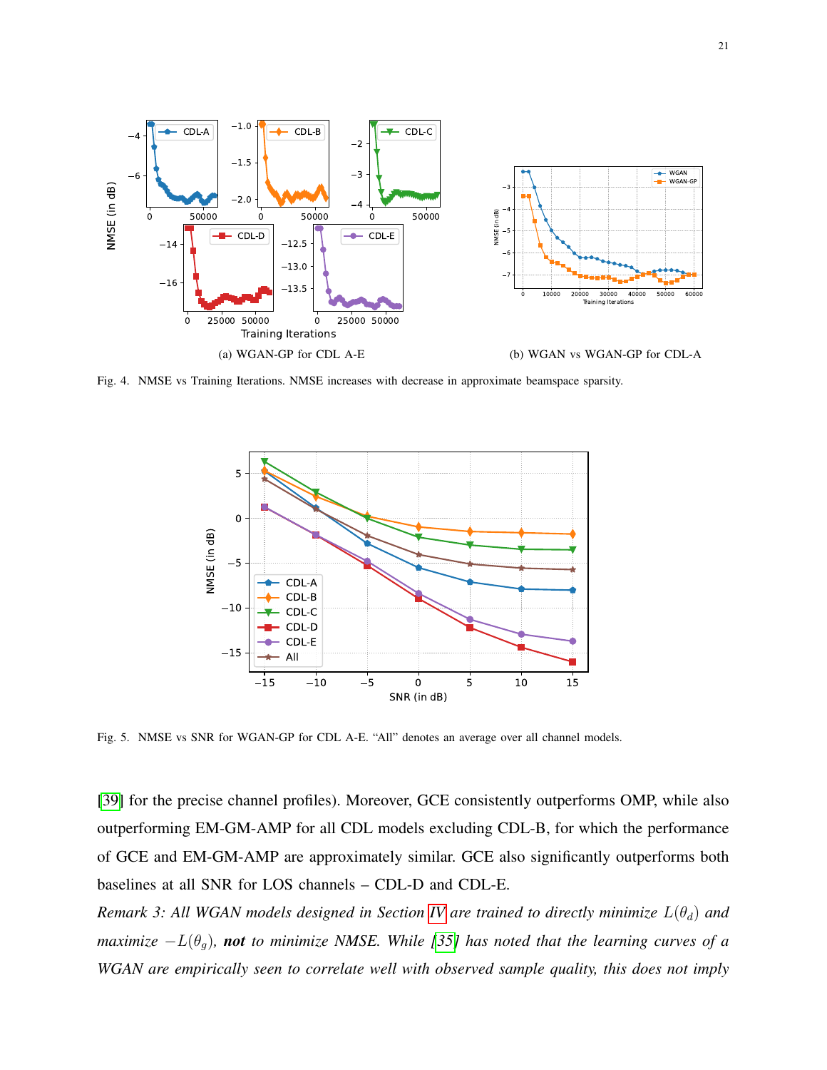(a) WGAN-GP for CDL A-E

(b) WGAN vs WGAN-GP for CDL-A

Fig. 4. NMSE vs Training Iterations. NMSE increases with decrease in approximate beamspace sparsity.

Fig. 5. NMSE vs SNR for WGAN-GP for CDL A-E. "All" denotes an average over all channel models.

[39] for the precise channel profiles). Moreover, GCE consistently outperforms OMP, while also outperforming EM-GM-AMP for all CDL models excluding CDL-B, for which the performance of GCE and EM-GM-AMP are approximately similar. GCE also significantly outperforms both baselines at all SNR for LOS channels – CDL-D and CDL-E.

*Remark 3: All WGAN models designed in Section IV are trained to directly minimize $L(\theta_d)$ and maximize $-L(\theta_g)$,* ***not*** *to minimize NMSE. While [35] has noted that the learning curves of a WGAN are empirically seen to correlate well with observed sample quality, this does not imply*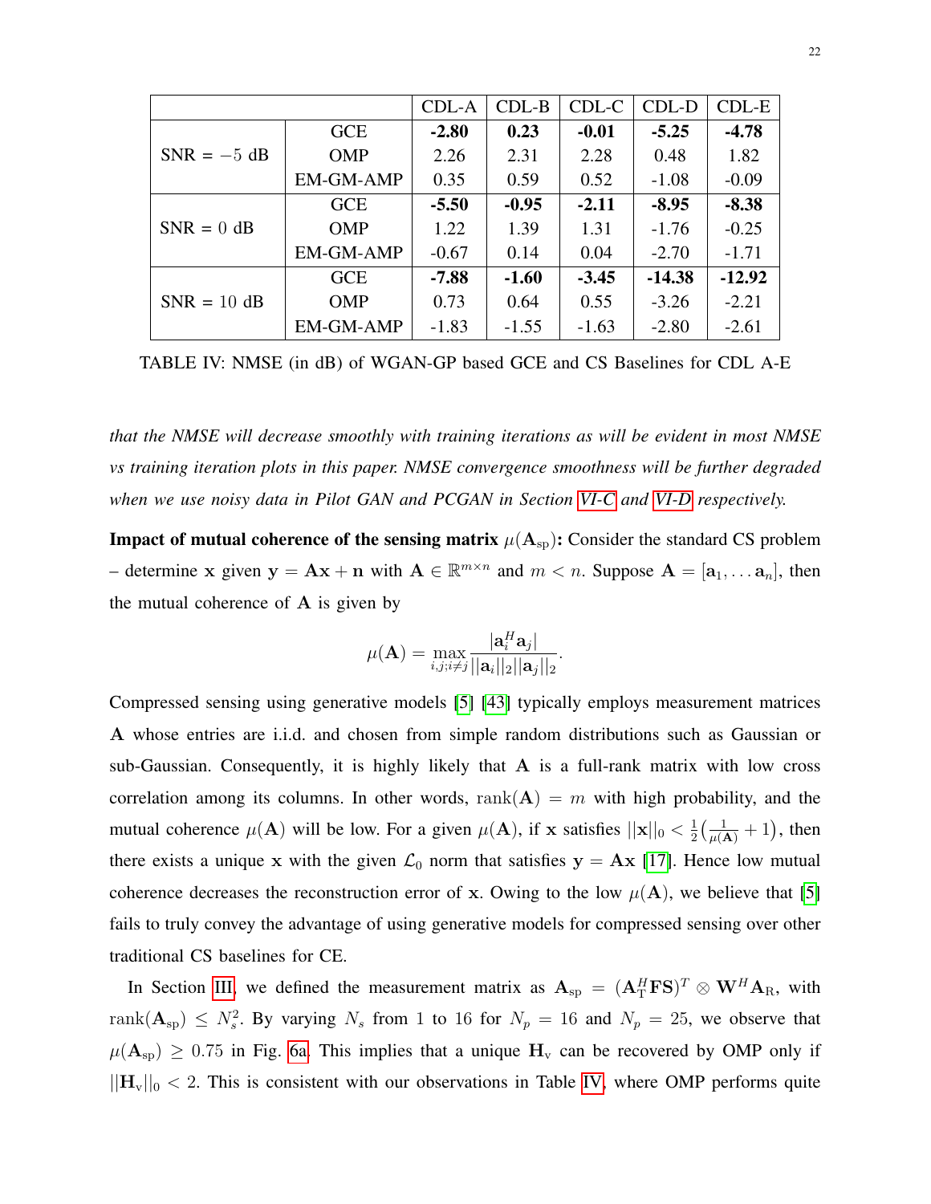|  |  | CDL-A | CDL-B | CDL-C | CDL-D | CDL-E |
|---|---|---|---|---|---|---|
| SNR = $-5$ dB | GCE | **-2.80** | **0.23** | **-0.01** | **-5.25** | **-4.78** |
|  | OMP | 2.26 | 2.31 | 2.28 | 0.48 | 1.82 |
|  | EM-GM-AMP | 0.35 | 0.59 | 0.52 | -1.08 | -0.09 |
| SNR = $0$ dB | GCE | **-5.50** | **-0.95** | **-2.11** | **-8.95** | **-8.38** |
|  | OMP | 1.22 | 1.39 | 1.31 | -1.76 | -0.25 |
|  | EM-GM-AMP | -0.67 | 0.14 | 0.04 | -2.70 | -1.71 |
| SNR = $10$ dB | GCE | **-7.88** | **-1.60** | **-3.45** | **-14.38** | **-12.92** |
|  | OMP | 0.73 | 0.64 | 0.55 | -3.26 | -2.21 |
|  | EM-GM-AMP | -1.83 | -1.55 | -1.63 | -2.80 | -2.61 |

TABLE IV: NMSE (in dB) of WGAN-GP based GCE and CS Baselines for CDL A-E

*that the NMSE will decrease smoothly with training iterations as will be evident in most NMSE vs training iteration plots in this paper. NMSE convergence smoothness will be further degraded when we use noisy data in Pilot GAN and PCGAN in Section VI-C and VI-D respectively.*

**Impact of mutual coherence of the sensing matrix $\mu(\mathbf{A}_{\text{sp}})$:** Consider the standard CS problem – determine $\mathbf{x}$ given $\mathbf{y} = \mathbf{A}\mathbf{x} + \mathbf{n}$ with $\mathbf{A} \in \mathbb{R}^{m \times n}$ and $m < n$. Suppose $\mathbf{A} = [\mathbf{a}_1, \dots \mathbf{a}_n]$, then the mutual coherence of $\mathbf{A}$ is given by

$$\mu(\mathbf{A}) = \max_{i,j;i \neq j} \frac{|\mathbf{a}_i^H \mathbf{a}_j|}{||\mathbf{a}_i||_2 ||\mathbf{a}_j||_2}.$$

Compressed sensing using generative models [5] [43] typically employs measurement matrices $\mathbf{A}$ whose entries are i.i.d. and chosen from simple random distributions such as Gaussian or sub-Gaussian. Consequently, it is highly likely that $\mathbf{A}$ is a full-rank matrix with low cross correlation among its columns. In other words, $\text{rank}(\mathbf{A}) = m$ with high probability, and the mutual coherence $\mu(\mathbf{A})$ will be low. For a given $\mu(\mathbf{A})$, if $\mathbf{x}$ satisfies $||\mathbf{x}||_0 < \frac{1}{2}\left(\frac{1}{\mu(\mathbf{A})} + 1\right)$, then there exists a unique $\mathbf{x}$ with the given $\mathcal{L}_0$ norm that satisfies $\mathbf{y} = \mathbf{A}\mathbf{x}$ [17]. Hence low mutual coherence decreases the reconstruction error of $\mathbf{x}$. Owing to the low $\mu(\mathbf{A})$, we believe that [5] fails to truly convey the advantage of using generative models for compressed sensing over other traditional CS baselines for CE.

In Section III, we defined the measurement matrix as $\mathbf{A}_{\text{sp}} = (\mathbf{A}_{\text{T}}^H \mathbf{F}\mathbf{S})^T \otimes \mathbf{W}^H \mathbf{A}_{\text{R}}$, with $\text{rank}(\mathbf{A}_{\text{sp}}) \leq N_s^2$. By varying $N_s$ from $1$ to $16$ for $N_p = 16$ and $N_p = 25$, we observe that $\mu(\mathbf{A}_{\text{sp}}) \geq 0.75$ in Fig. 6a. This implies that a unique $\mathbf{H}_{\text{v}}$ can be recovered by OMP only if $||\mathbf{H}_{\text{v}}||_0 < 2$. This is consistent with our observations in Table IV, where OMP performs quite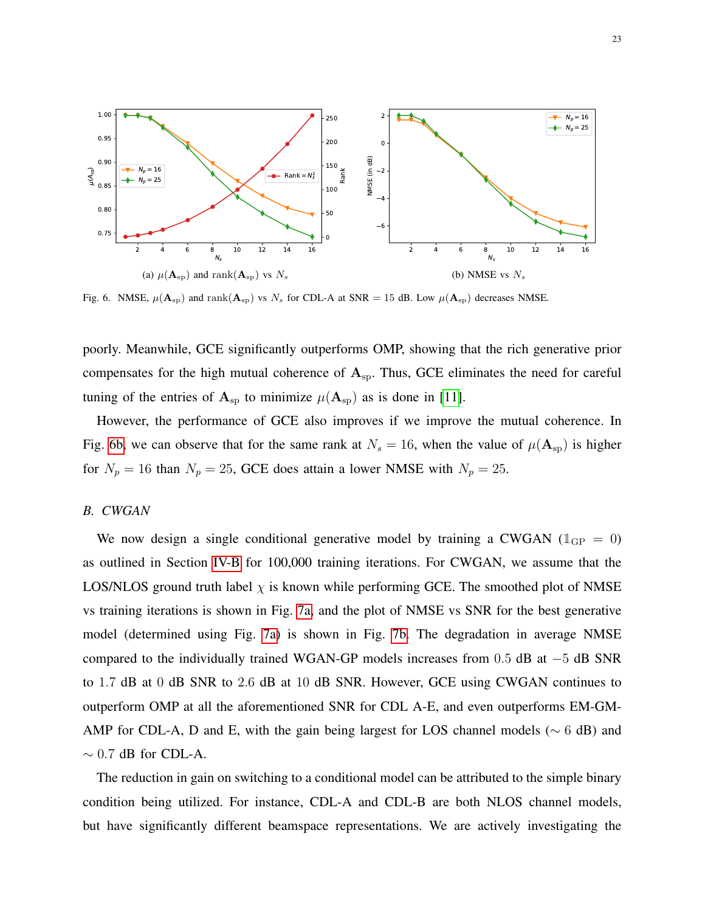(a) $\mu(\mathbf{A}_{\text{sp}})$ and $\text{rank}(\mathbf{A}_{\text{sp}})$ vs $N_s$

(b) NMSE vs $N_s$

Fig. 6. NMSE, $\mu(\mathbf{A}_{\text{sp}})$ and $\text{rank}(\mathbf{A}_{\text{sp}})$ vs $N_s$ for CDL-A at SNR = 15 dB. Low $\mu(\mathbf{A}_{\text{sp}})$ decreases NMSE.

poorly. Meanwhile, GCE significantly outperforms OMP, showing that the rich generative prior compensates for the high mutual coherence of $\mathbf{A}_{\text{sp}}$. Thus, GCE eliminates the need for careful tuning of the entries of $\mathbf{A}_{\text{sp}}$ to minimize $\mu(\mathbf{A}_{\text{sp}})$ as is done in [11].

However, the performance of GCE also improves if we improve the mutual coherence. In Fig. 6b, we can observe that for the same rank at $N_s = 16$, when the value of $\mu(\mathbf{A}_{\text{sp}})$ is higher for $N_p = 16$ than $N_p = 25$, GCE does attain a lower NMSE with $N_p = 25$.

### *B. CWGAN*

We now design a single conditional generative model by training a CWGAN ($\mathbb{1}_{\text{GP}} = 0$) as outlined in Section IV-B for 100,000 training iterations. For CWGAN, we assume that the LOS/NLOS ground truth label $\chi$ is known while performing GCE. The smoothed plot of NMSE vs training iterations is shown in Fig. 7a, and the plot of NMSE vs SNR for the best generative model (determined using Fig. 7a) is shown in Fig. 7b. The degradation in average NMSE compared to the individually trained WGAN-GP models increases from $0.5$ dB at $-5$ dB SNR to $1.7$ dB at $0$ dB SNR to $2.6$ dB at $10$ dB SNR. However, GCE using CWGAN continues to outperform OMP at all the aforementioned SNR for CDL A-E, and even outperforms EM-GM-AMP for CDL-A, D and E, with the gain being largest for LOS channel models ($\sim 6$ dB) and $\sim 0.7$ dB for CDL-A.

The reduction in gain on switching to a conditional model can be attributed to the simple binary condition being utilized. For instance, CDL-A and CDL-B are both NLOS channel models, but have significantly different beamspace representations. We are actively investigating the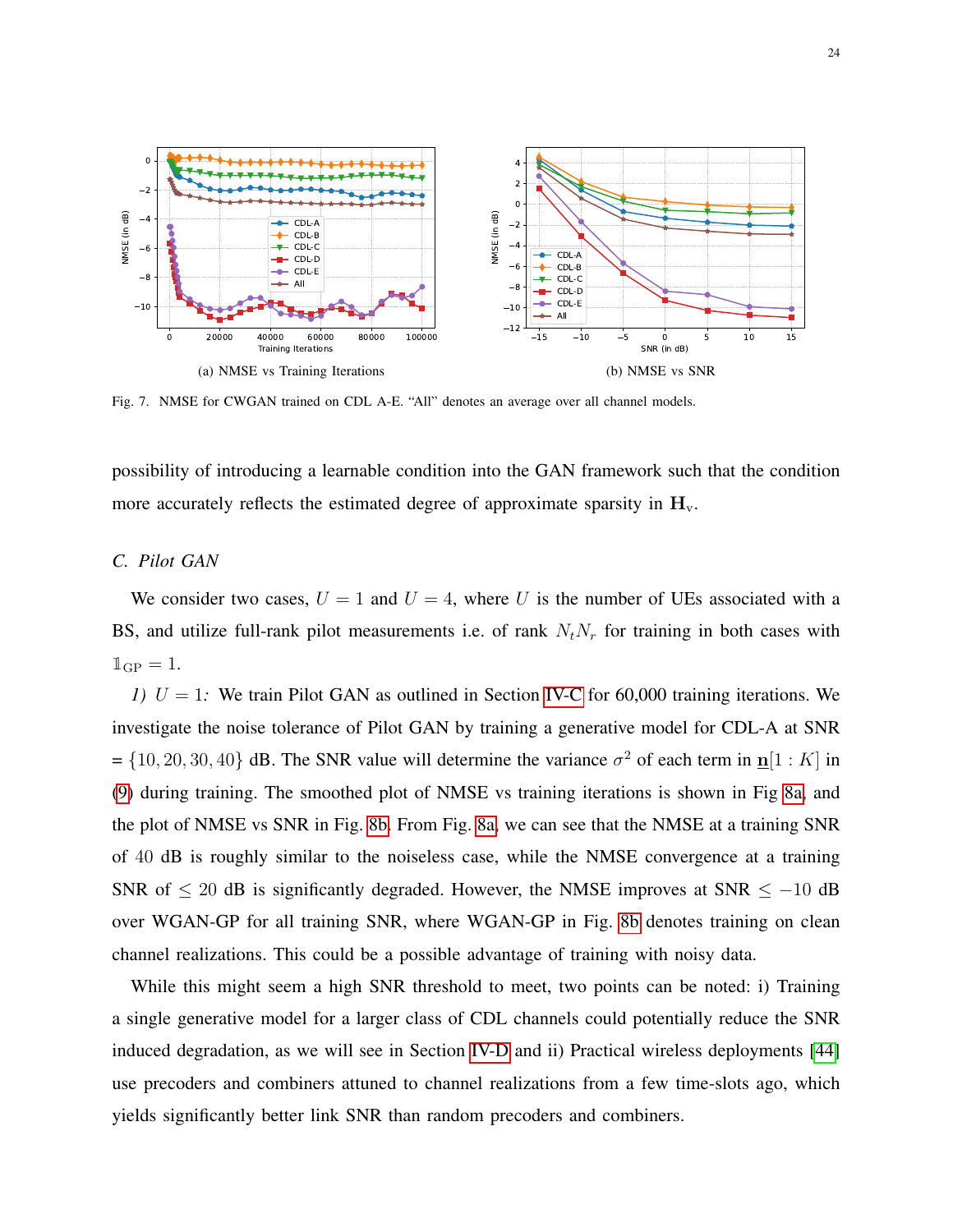(a) NMSE vs Training Iterations

(b) NMSE vs SNR

Fig. 7. NMSE for CWGAN trained on CDL A-E. "All" denotes an average over all channel models.

possibility of introducing a learnable condition into the GAN framework such that the condition more accurately reflects the estimated degree of approximate sparsity in $\mathbf{H}_\mathrm{v}$.

### C. Pilot GAN

We consider two cases, $U = 1$ and $U = 4$, where $U$ is the number of UEs associated with a BS, and utilize full-rank pilot measurements i.e. of rank $N_t N_r$ for training in both cases with $\mathbb{1}_{\text{GP}} = 1$.

*1) $U = 1$:* We train Pilot GAN as outlined in Section IV-C for 60,000 training iterations. We investigate the noise tolerance of Pilot GAN by training a generative model for CDL-A at SNR = $\{10, 20, 30, 40\}$ dB. The SNR value will determine the variance $\sigma^2$ of each term in $\underline{\mathbf{n}}[1:K]$ in (9) during training. The smoothed plot of NMSE vs training iterations is shown in Fig 8a, and the plot of NMSE vs SNR in Fig. 8b. From Fig. 8a, we can see that the NMSE at a training SNR of 40 dB is roughly similar to the noiseless case, while the NMSE convergence at a training SNR of $\leq 20$ dB is significantly degraded. However, the NMSE improves at SNR $\leq -10$ dB over WGAN-GP for all training SNR, where WGAN-GP in Fig. 8b denotes training on clean channel realizations. This could be a possible advantage of training with noisy data.

While this might seem a high SNR threshold to meet, two points can be noted: i) Training a single generative model for a larger class of CDL channels could potentially reduce the SNR induced degradation, as we will see in Section IV-D and ii) Practical wireless deployments [44] use precoders and combiners attuned to channel realizations from a few time-slots ago, which yields significantly better link SNR than random precoders and combiners.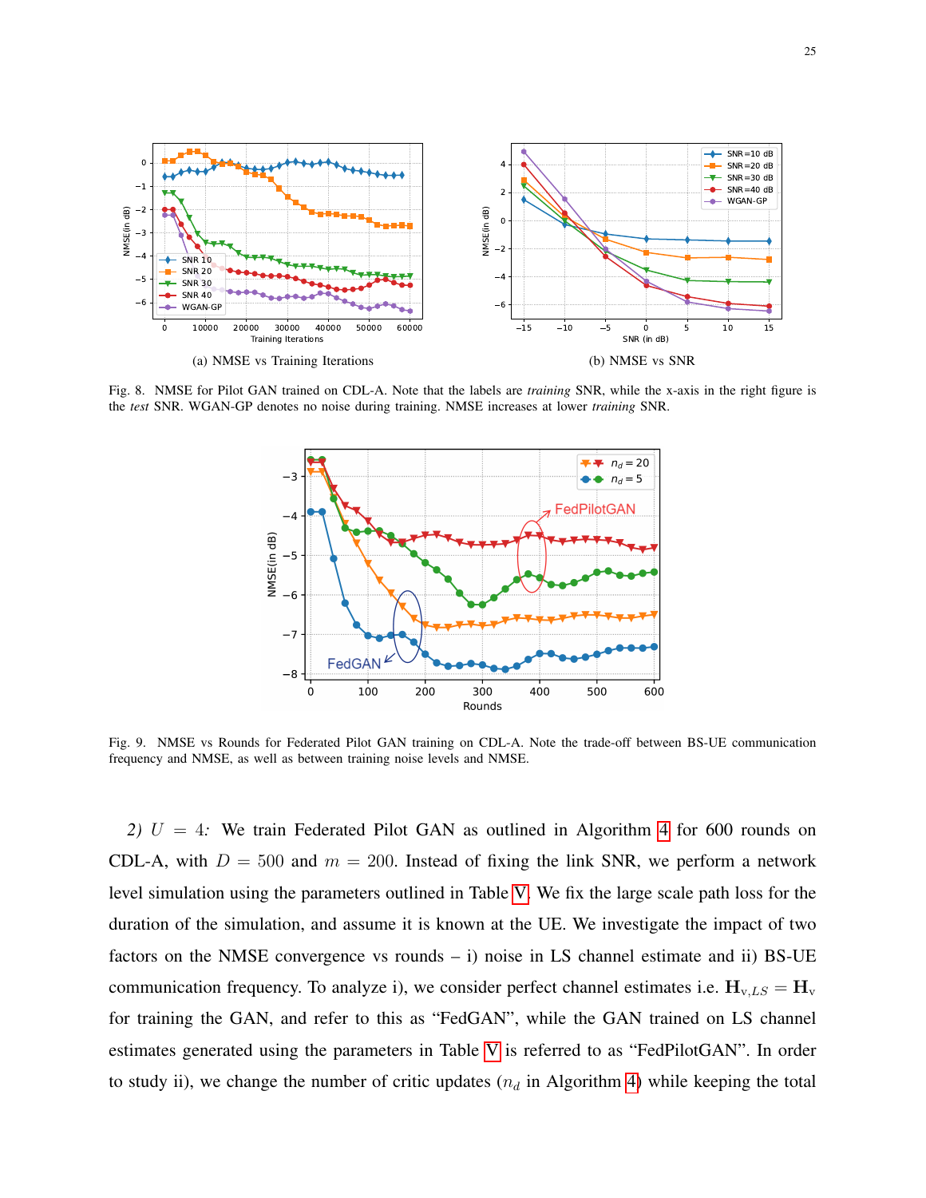(a) NMSE vs Training Iterations

(b) NMSE vs SNR

Fig. 8. NMSE for Pilot GAN trained on CDL-A. Note that the labels are *training* SNR, while the x-axis in the right figure is the *test* SNR. WGAN-GP denotes no noise during training. NMSE increases at lower *training* SNR.

Fig. 9. NMSE vs Rounds for Federated Pilot GAN training on CDL-A. Note the trade-off between BS-UE communication frequency and NMSE, as well as between training noise levels and NMSE.

*2) $U = 4$:* We train Federated Pilot GAN as outlined in Algorithm 4 for 600 rounds on CDL-A, with $D = 500$ and $m = 200$. Instead of fixing the link SNR, we perform a network level simulation using the parameters outlined in Table V. We fix the large scale path loss for the duration of the simulation, and assume it is known at the UE. We investigate the impact of two factors on the NMSE convergence vs rounds – i) noise in LS channel estimate and ii) BS-UE communication frequency. To analyze i), we consider perfect channel estimates i.e. $\mathbf{H}_{\mathrm{v},LS} = \mathbf{H}_{\mathrm{v}}$ for training the GAN, and refer to this as "FedGAN", while the GAN trained on LS channel estimates generated using the parameters in Table V is referred to as "FedPilotGAN". In order to study ii), we change the number of critic updates ($n_d$ in Algorithm 4) while keeping the total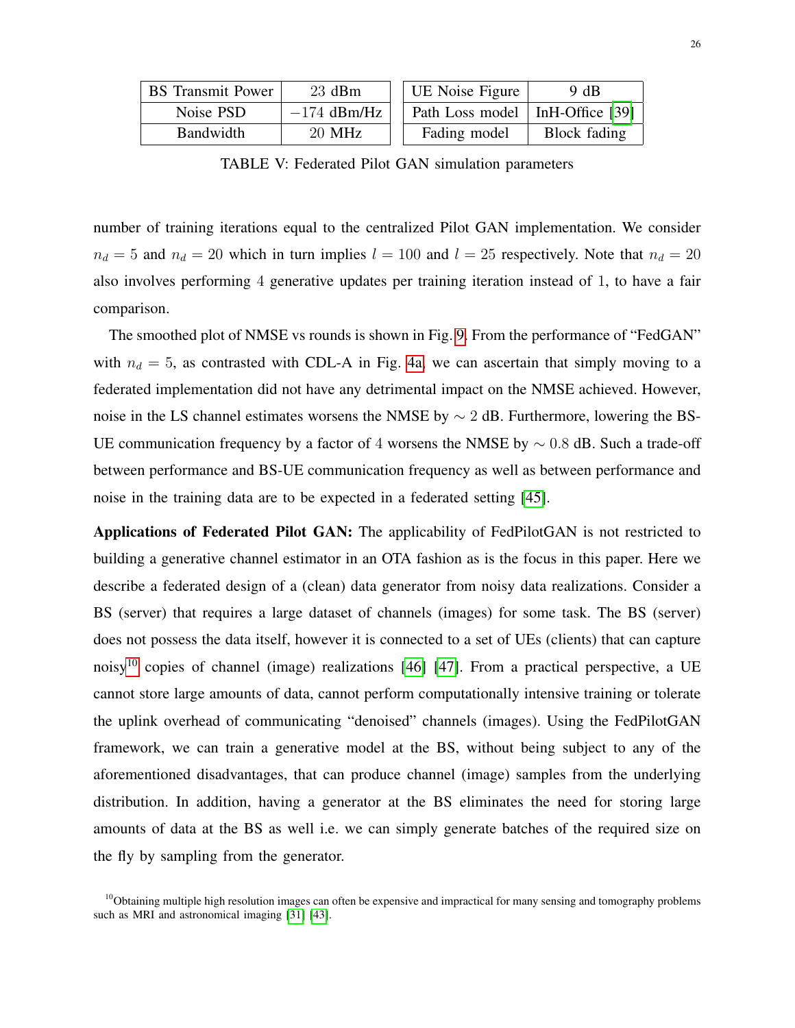| BS Transmit Power | 23 dBm | UE Noise Figure | 9 dB |
|---|---|---|---|
| Noise PSD | $-174$ dBm/Hz | Path Loss model | InH-Office [39] |
| Bandwidth | 20 MHz | Fading model | Block fading |

TABLE V: Federated Pilot GAN simulation parameters

number of training iterations equal to the centralized Pilot GAN implementation. We consider $n_d = 5$ and $n_d = 20$ which in turn implies $l = 100$ and $l = 25$ respectively. Note that $n_d = 20$ also involves performing $4$ generative updates per training iteration instead of $1$, to have a fair comparison.

The smoothed plot of NMSE vs rounds is shown in Fig. 9. From the performance of "FedGAN" with $n_d = 5$, as contrasted with CDL-A in Fig. 4a, we can ascertain that simply moving to a federated implementation did not have any detrimental impact on the NMSE achieved. However, noise in the LS channel estimates worsens the NMSE by $\sim 2$ dB. Furthermore, lowering the BS-UE communication frequency by a factor of $4$ worsens the NMSE by $\sim 0.8$ dB. Such a trade-off between performance and BS-UE communication frequency as well as between performance and noise in the training data are to be expected in a federated setting [45].

**Applications of Federated Pilot GAN:** The applicability of FedPilotGAN is not restricted to building a generative channel estimator in an OTA fashion as is the focus in this paper. Here we describe a federated design of a (clean) data generator from noisy data realizations. Consider a BS (server) that requires a large dataset of channels (images) for some task. The BS (server) does not possess the data itself, however it is connected to a set of UEs (clients) that can capture noisy[10] copies of channel (image) realizations [46] [47]. From a practical perspective, a UE cannot store large amounts of data, cannot perform computationally intensive training or tolerate the uplink overhead of communicating "denoised" channels (images). Using the FedPilotGAN framework, we can train a generative model at the BS, without being subject to any of the aforementioned disadvantages, that can produce channel (image) samples from the underlying distribution. In addition, having a generator at the BS eliminates the need for storing large amounts of data at the BS as well i.e. we can simply generate batches of the required size on the fly by sampling from the generator.

[10] Obtaining multiple high resolution images can often be expensive and impractical for many sensing and tomography problems such as MRI and astronomical imaging [31] [43].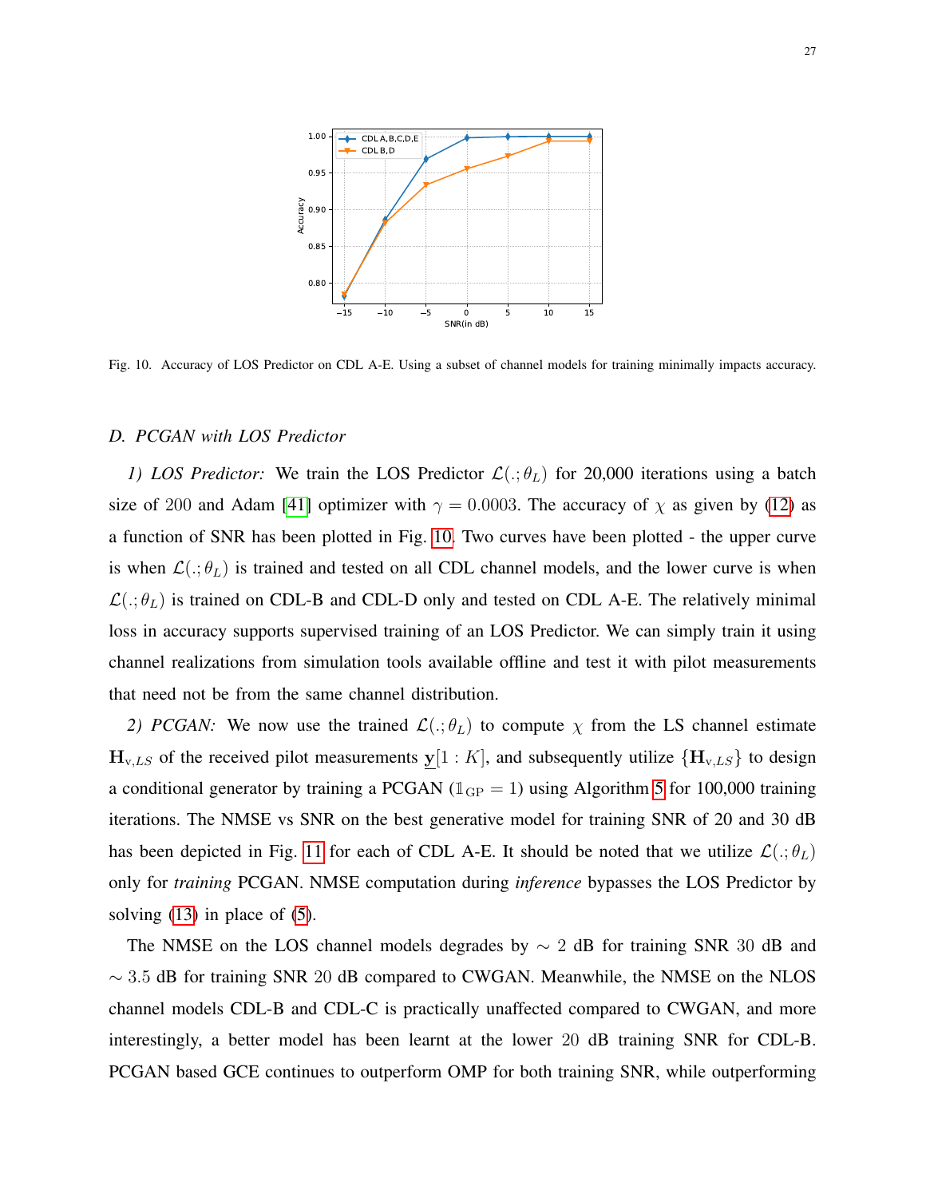Fig. 10. Accuracy of LOS Predictor on CDL A-E. Using a subset of channel models for training minimally impacts accuracy.

### D. PCGAN with LOS Predictor

*1) LOS Predictor:* We train the LOS Predictor $\mathcal{L}(.;\theta_L)$ for 20,000 iterations using a batch size of 200 and Adam [41] optimizer with $\gamma = 0.0003$. The accuracy of $\chi$ as given by (12) as a function of SNR has been plotted in Fig. 10. Two curves have been plotted - the upper curve is when $\mathcal{L}(.;\theta_L)$ is trained and tested on all CDL channel models, and the lower curve is when $\mathcal{L}(.;\theta_L)$ is trained on CDL-B and CDL-D only and tested on CDL A-E. The relatively minimal loss in accuracy supports supervised training of an LOS Predictor. We can simply train it using channel realizations from simulation tools available offline and test it with pilot measurements that need not be from the same channel distribution.

*2) PCGAN:* We now use the trained $\mathcal{L}(.;\theta_L)$ to compute $\chi$ from the LS channel estimate $\mathbf{H}_{\mathrm{v},LS}$ of the received pilot measurements $\underline{\mathbf{y}}[1:K]$, and subsequently utilize $\{\mathbf{H}_{\mathrm{v},LS}\}$ to design a conditional generator by training a PCGAN ($\mathbb{1}_{\mathrm{GP}} = 1$) using Algorithm 5 for 100,000 training iterations. The NMSE vs SNR on the best generative model for training SNR of 20 and 30 dB has been depicted in Fig. 11 for each of CDL A-E. It should be noted that we utilize $\mathcal{L}(.;\theta_L)$ only for *training* PCGAN. NMSE computation during *inference* bypasses the LOS Predictor by solving (13) in place of (5).

The NMSE on the LOS channel models degrades by $\sim 2$ dB for training SNR $30$ dB and $\sim 3.5$ dB for training SNR $20$ dB compared to CWGAN. Meanwhile, the NMSE on the NLOS channel models CDL-B and CDL-C is practically unaffected compared to CWGAN, and more interestingly, a better model has been learnt at the lower $20$ dB training SNR for CDL-B. PCGAN based GCE continues to outperform OMP for both training SNR, while outperforming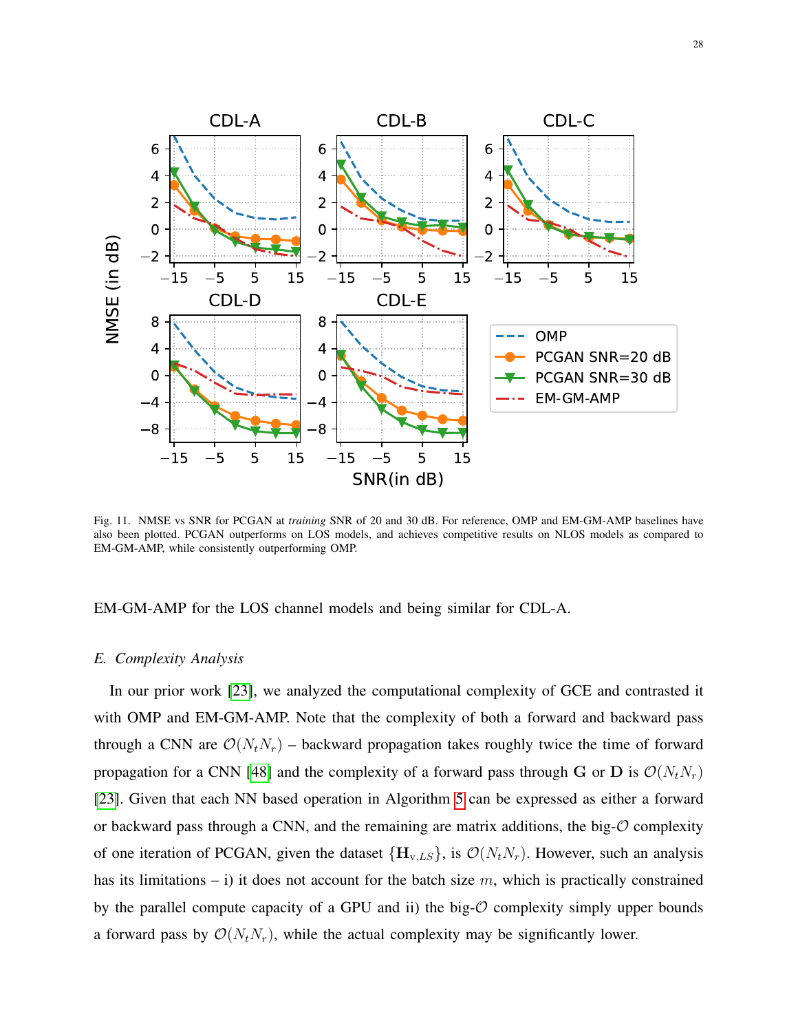Fig. 11. NMSE vs SNR for PCGAN at *training* SNR of 20 and 30 dB. For reference, OMP and EM-GM-AMP baselines have also been plotted. PCGAN outperforms on LOS models, and achieves competitive results on NLOS models as compared to EM-GM-AMP, while consistently outperforming OMP.

EM-GM-AMP for the LOS channel models and being similar for CDL-A.

### *E. Complexity Analysis*

In our prior work [23], we analyzed the computational complexity of GCE and contrasted it with OMP and EM-GM-AMP. Note that the complexity of both a forward and backward pass through a CNN are $\mathcal{O}(N_t N_r)$ – backward propagation takes roughly twice the time of forward propagation for a CNN [48] and the complexity of a forward pass through $\mathbf{G}$ or $\mathbf{D}$ is $\mathcal{O}(N_t N_r)$ [23]. Given that each NN based operation in Algorithm 5 can be expressed as either a forward or backward pass through a CNN, and the remaining are matrix additions, the big-$\mathcal{O}$ complexity of one iteration of PCGAN, given the dataset $\{\mathbf{H}_{v,LS}\}$, is $\mathcal{O}(N_t N_r)$. However, such an analysis has its limitations – i) it does not account for the batch size $m$, which is practically constrained by the parallel compute capacity of a GPU and ii) the big-$\mathcal{O}$ complexity simply upper bounds a forward pass by $\mathcal{O}(N_t N_r)$, while the actual complexity may be significantly lower.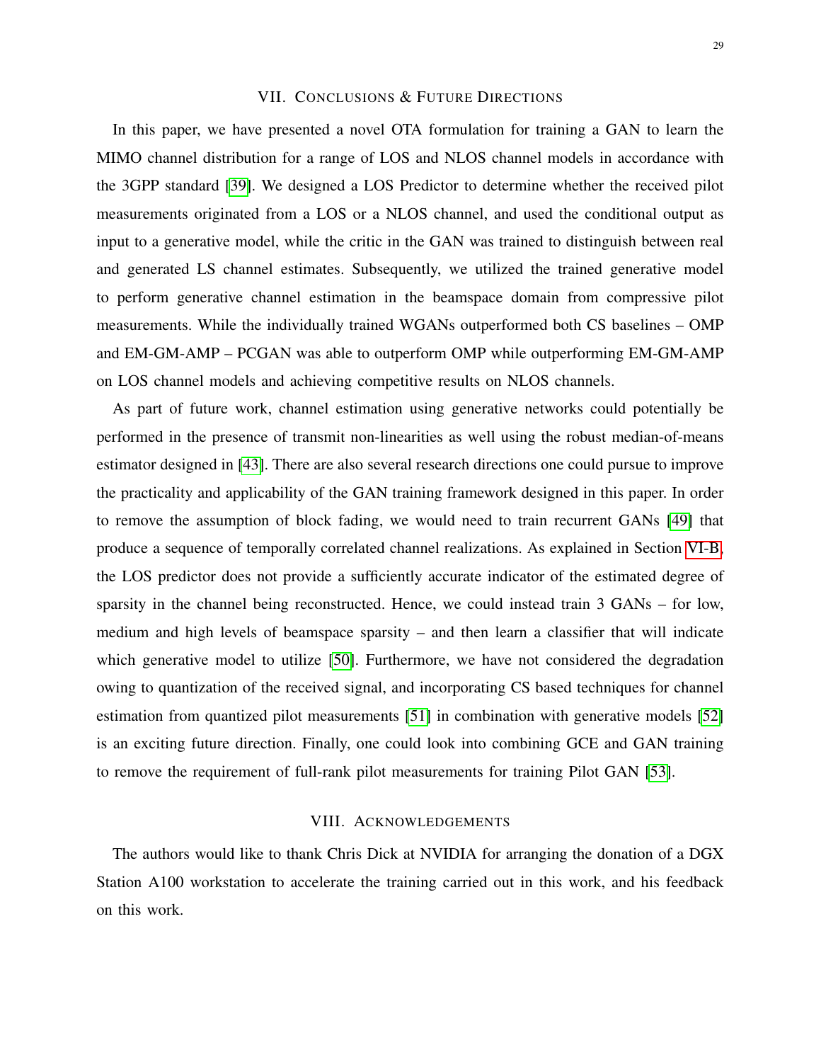## VII. Conclusions & Future Directions

In this paper, we have presented a novel OTA formulation for training a GAN to learn the MIMO channel distribution for a range of LOS and NLOS channel models in accordance with the 3GPP standard [39]. We designed a LOS Predictor to determine whether the received pilot measurements originated from a LOS or a NLOS channel, and used the conditional output as input to a generative model, while the critic in the GAN was trained to distinguish between real and generated LS channel estimates. Subsequently, we utilized the trained generative model to perform generative channel estimation in the beamspace domain from compressive pilot measurements. While the individually trained WGANs outperformed both CS baselines – OMP and EM-GM-AMP – PCGAN was able to outperform OMP while outperforming EM-GM-AMP on LOS channel models and achieving competitive results on NLOS channels.

As part of future work, channel estimation using generative networks could potentially be performed in the presence of transmit non-linearities as well using the robust median-of-means estimator designed in [43]. There are also several research directions one could pursue to improve the practicality and applicability of the GAN training framework designed in this paper. In order to remove the assumption of block fading, we would need to train recurrent GANs [49] that produce a sequence of temporally correlated channel realizations. As explained in Section VI-B, the LOS predictor does not provide a sufficiently accurate indicator of the estimated degree of sparsity in the channel being reconstructed. Hence, we could instead train 3 GANs – for low, medium and high levels of beamspace sparsity – and then learn a classifier that will indicate which generative model to utilize [50]. Furthermore, we have not considered the degradation owing to quantization of the received signal, and incorporating CS based techniques for channel estimation from quantized pilot measurements [51] in combination with generative models [52] is an exciting future direction. Finally, one could look into combining GCE and GAN training to remove the requirement of full-rank pilot measurements for training Pilot GAN [53].

## VIII. Acknowledgements

The authors would like to thank Chris Dick at NVIDIA for arranging the donation of a DGX Station A100 workstation to accelerate the training carried out in this work, and his feedback on this work.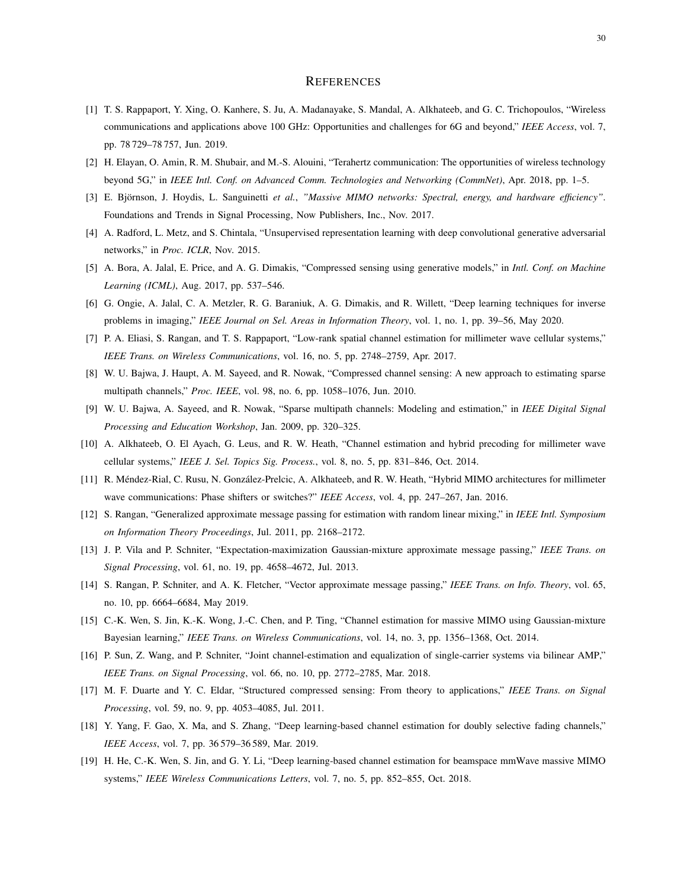# References

[1] T. S. Rappaport, Y. Xing, O. Kanhere, S. Ju, A. Madanayake, S. Mandal, A. Alkhateeb, and G. C. Trichopoulos, "Wireless communications and applications above 100 GHz: Opportunities and challenges for 6G and beyond," *IEEE Access*, vol. 7, pp. 78 729–78 757, Jun. 2019.

[2] H. Elayan, O. Amin, R. M. Shubair, and M.-S. Alouini, "Terahertz communication: The opportunities of wireless technology beyond 5G," in *IEEE Intl. Conf. on Advanced Comm. Technologies and Networking (CommNet)*, Apr. 2018, pp. 1–5.

[3] E. Björnson, J. Hoydis, L. Sanguinetti *et al.*, *"Massive MIMO networks: Spectral, energy, and hardware efficiency"*. Foundations and Trends in Signal Processing, Now Publishers, Inc., Nov. 2017.

[4] A. Radford, L. Metz, and S. Chintala, "Unsupervised representation learning with deep convolutional generative adversarial networks," in *Proc. ICLR*, Nov. 2015.

[5] A. Bora, A. Jalal, E. Price, and A. G. Dimakis, "Compressed sensing using generative models," in *Intl. Conf. on Machine Learning (ICML)*, Aug. 2017, pp. 537–546.

[6] G. Ongie, A. Jalal, C. A. Metzler, R. G. Baraniuk, A. G. Dimakis, and R. Willett, "Deep learning techniques for inverse problems in imaging," *IEEE Journal on Sel. Areas in Information Theory*, vol. 1, no. 1, pp. 39–56, May 2020.

[7] P. A. Eliasi, S. Rangan, and T. S. Rappaport, "Low-rank spatial channel estimation for millimeter wave cellular systems," *IEEE Trans. on Wireless Communications*, vol. 16, no. 5, pp. 2748–2759, Apr. 2017.

[8] W. U. Bajwa, J. Haupt, A. M. Sayeed, and R. Nowak, "Compressed channel sensing: A new approach to estimating sparse multipath channels," *Proc. IEEE*, vol. 98, no. 6, pp. 1058–1076, Jun. 2010.

[9] W. U. Bajwa, A. Sayeed, and R. Nowak, "Sparse multipath channels: Modeling and estimation," in *IEEE Digital Signal Processing and Education Workshop*, Jan. 2009, pp. 320–325.

[10] A. Alkhateeb, O. El Ayach, G. Leus, and R. W. Heath, "Channel estimation and hybrid precoding for millimeter wave cellular systems," *IEEE J. Sel. Topics Sig. Process.*, vol. 8, no. 5, pp. 831–846, Oct. 2014.

[11] R. Méndez-Rial, C. Rusu, N. González-Prelcic, A. Alkhateeb, and R. W. Heath, "Hybrid MIMO architectures for millimeter wave communications: Phase shifters or switches?" *IEEE Access*, vol. 4, pp. 247–267, Jan. 2016.

[12] S. Rangan, "Generalized approximate message passing for estimation with random linear mixing," in *IEEE Intl. Symposium on Information Theory Proceedings*, Jul. 2011, pp. 2168–2172.

[13] J. P. Vila and P. Schniter, "Expectation-maximization Gaussian-mixture approximate message passing," *IEEE Trans. on Signal Processing*, vol. 61, no. 19, pp. 4658–4672, Jul. 2013.

[14] S. Rangan, P. Schniter, and A. K. Fletcher, "Vector approximate message passing," *IEEE Trans. on Info. Theory*, vol. 65, no. 10, pp. 6664–6684, May 2019.

[15] C.-K. Wen, S. Jin, K.-K. Wong, J.-C. Chen, and P. Ting, "Channel estimation for massive MIMO using Gaussian-mixture Bayesian learning," *IEEE Trans. on Wireless Communications*, vol. 14, no. 3, pp. 1356–1368, Oct. 2014.

[16] P. Sun, Z. Wang, and P. Schniter, "Joint channel-estimation and equalization of single-carrier systems via bilinear AMP," *IEEE Trans. on Signal Processing*, vol. 66, no. 10, pp. 2772–2785, Mar. 2018.

[17] M. F. Duarte and Y. C. Eldar, "Structured compressed sensing: From theory to applications," *IEEE Trans. on Signal Processing*, vol. 59, no. 9, pp. 4053–4085, Jul. 2011.

[18] Y. Yang, F. Gao, X. Ma, and S. Zhang, "Deep learning-based channel estimation for doubly selective fading channels," *IEEE Access*, vol. 7, pp. 36 579–36 589, Mar. 2019.

[19] H. He, C.-K. Wen, S. Jin, and G. Y. Li, "Deep learning-based channel estimation for beamspace mmWave massive MIMO systems," *IEEE Wireless Communications Letters*, vol. 7, no. 5, pp. 852–855, Oct. 2018.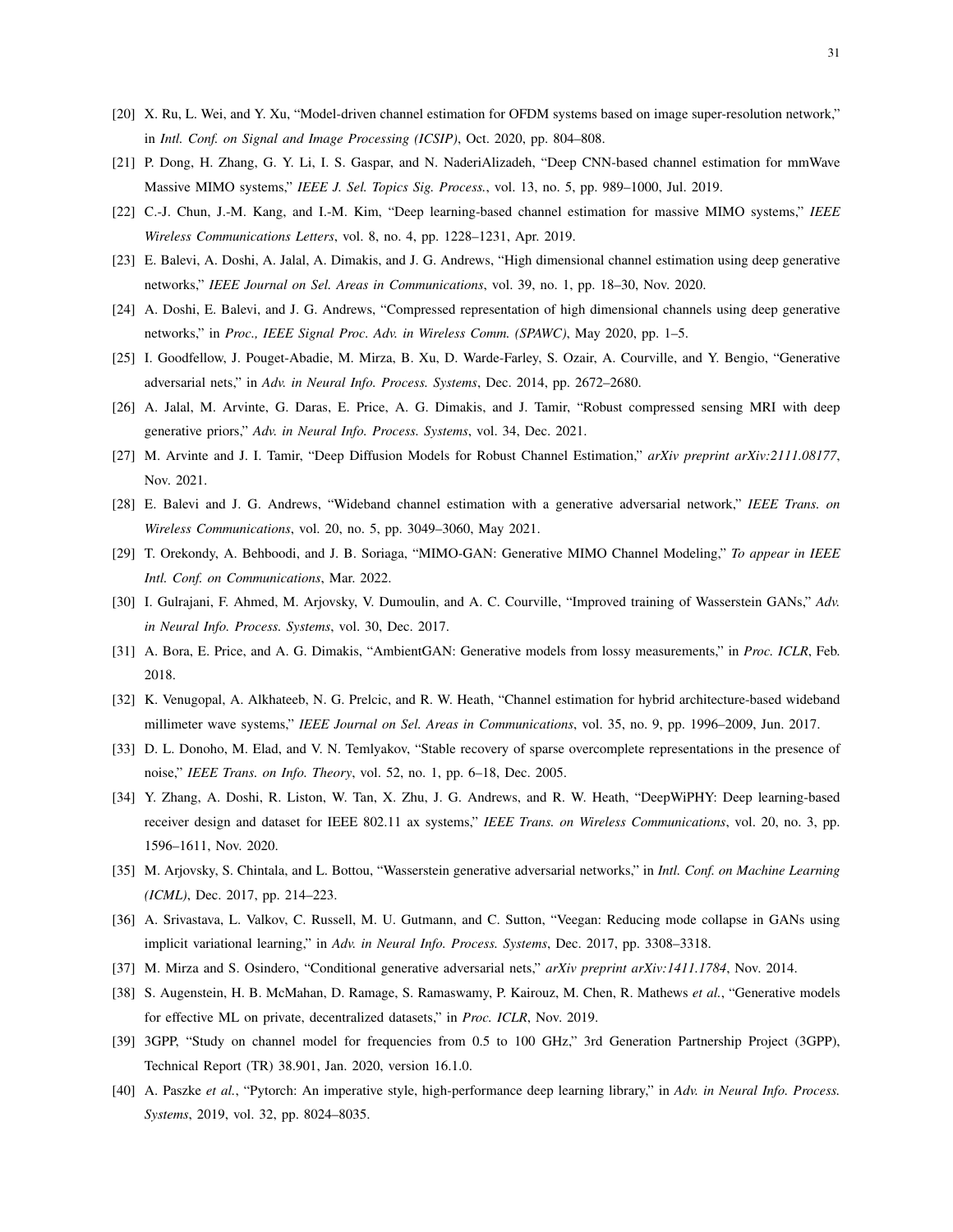[20] X. Ru, L. Wei, and Y. Xu, "Model-driven channel estimation for OFDM systems based on image super-resolution network," in *Intl. Conf. on Signal and Image Processing (ICSIP)*, Oct. 2020, pp. 804–808.

[21] P. Dong, H. Zhang, G. Y. Li, I. S. Gaspar, and N. NaderiAlizadeh, "Deep CNN-based channel estimation for mmWave Massive MIMO systems," *IEEE J. Sel. Topics Sig. Process.*, vol. 13, no. 5, pp. 989–1000, Jul. 2019.

[22] C.-J. Chun, J.-M. Kang, and I.-M. Kim, "Deep learning-based channel estimation for massive MIMO systems," *IEEE Wireless Communications Letters*, vol. 8, no. 4, pp. 1228–1231, Apr. 2019.

[23] E. Balevi, A. Doshi, A. Jalal, A. Dimakis, and J. G. Andrews, "High dimensional channel estimation using deep generative networks," *IEEE Journal on Sel. Areas in Communications*, vol. 39, no. 1, pp. 18–30, Nov. 2020.

[24] A. Doshi, E. Balevi, and J. G. Andrews, "Compressed representation of high dimensional channels using deep generative networks," in *Proc., IEEE Signal Proc. Adv. in Wireless Comm. (SPAWC)*, May 2020, pp. 1–5.

[25] I. Goodfellow, J. Pouget-Abadie, M. Mirza, B. Xu, D. Warde-Farley, S. Ozair, A. Courville, and Y. Bengio, "Generative adversarial nets," in *Adv. in Neural Info. Process. Systems*, Dec. 2014, pp. 2672–2680.

[26] A. Jalal, M. Arvinte, G. Daras, E. Price, A. G. Dimakis, and J. Tamir, "Robust compressed sensing MRI with deep generative priors," *Adv. in Neural Info. Process. Systems*, vol. 34, Dec. 2021.

[27] M. Arvinte and J. I. Tamir, "Deep Diffusion Models for Robust Channel Estimation," *arXiv preprint arXiv:2111.08177*, Nov. 2021.

[28] E. Balevi and J. G. Andrews, "Wideband channel estimation with a generative adversarial network," *IEEE Trans. on Wireless Communications*, vol. 20, no. 5, pp. 3049–3060, May 2021.

[29] T. Orekondy, A. Behboodi, and J. B. Soriaga, "MIMO-GAN: Generative MIMO Channel Modeling," *To appear in IEEE Intl. Conf. on Communications*, Mar. 2022.

[30] I. Gulrajani, F. Ahmed, M. Arjovsky, V. Dumoulin, and A. C. Courville, "Improved training of Wasserstein GANs," *Adv. in Neural Info. Process. Systems*, vol. 30, Dec. 2017.

[31] A. Bora, E. Price, and A. G. Dimakis, "AmbientGAN: Generative models from lossy measurements," in *Proc. ICLR*, Feb. 2018.

[32] K. Venugopal, A. Alkhateeb, N. G. Prelcic, and R. W. Heath, "Channel estimation for hybrid architecture-based wideband millimeter wave systems," *IEEE Journal on Sel. Areas in Communications*, vol. 35, no. 9, pp. 1996–2009, Jun. 2017.

[33] D. L. Donoho, M. Elad, and V. N. Temlyakov, "Stable recovery of sparse overcomplete representations in the presence of noise," *IEEE Trans. on Info. Theory*, vol. 52, no. 1, pp. 6–18, Dec. 2005.

[34] Y. Zhang, A. Doshi, R. Liston, W. Tan, X. Zhu, J. G. Andrews, and R. W. Heath, "DeepWiPHY: Deep learning-based receiver design and dataset for IEEE 802.11 ax systems," *IEEE Trans. on Wireless Communications*, vol. 20, no. 3, pp. 1596–1611, Nov. 2020.

[35] M. Arjovsky, S. Chintala, and L. Bottou, "Wasserstein generative adversarial networks," in *Intl. Conf. on Machine Learning (ICML)*, Dec. 2017, pp. 214–223.

[36] A. Srivastava, L. Valkov, C. Russell, M. U. Gutmann, and C. Sutton, "Veegan: Reducing mode collapse in GANs using implicit variational learning," in *Adv. in Neural Info. Process. Systems*, Dec. 2017, pp. 3308–3318.

[37] M. Mirza and S. Osindero, "Conditional generative adversarial nets," *arXiv preprint arXiv:1411.1784*, Nov. 2014.

[38] S. Augenstein, H. B. McMahan, D. Ramage, S. Ramaswamy, P. Kairouz, M. Chen, R. Mathews *et al.*, "Generative models for effective ML on private, decentralized datasets," in *Proc. ICLR*, Nov. 2019.

[39] 3GPP, "Study on channel model for frequencies from 0.5 to 100 GHz," 3rd Generation Partnership Project (3GPP), Technical Report (TR) 38.901, Jan. 2020, version 16.1.0.

[40] A. Paszke *et al.*, "Pytorch: An imperative style, high-performance deep learning library," in *Adv. in Neural Info. Process. Systems*, 2019, vol. 32, pp. 8024–8035.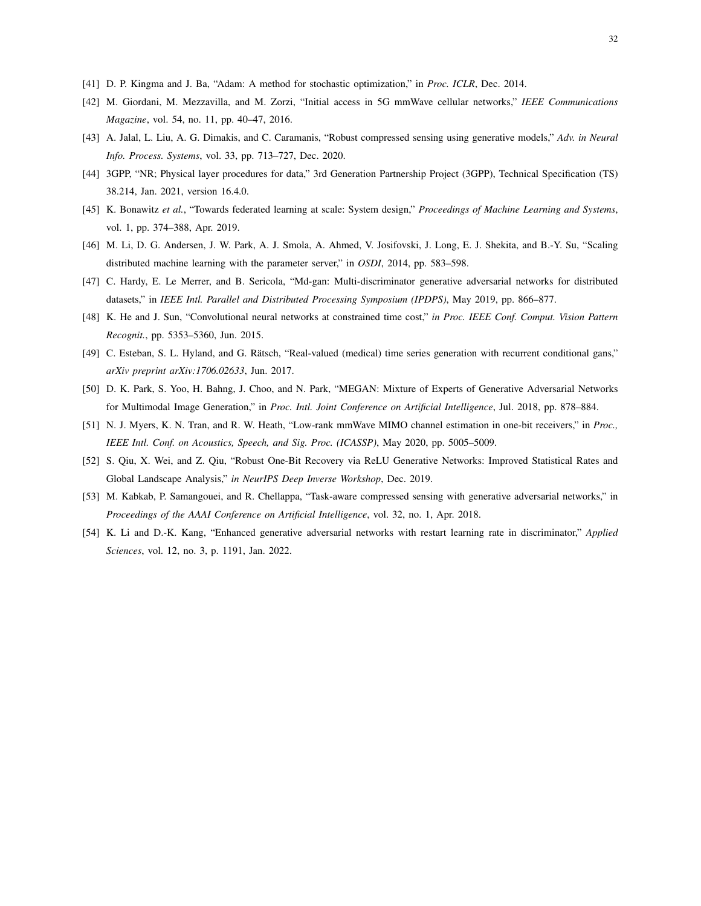[41] D. P. Kingma and J. Ba, "Adam: A method for stochastic optimization," in *Proc. ICLR*, Dec. 2014.

[42] M. Giordani, M. Mezzavilla, and M. Zorzi, "Initial access in 5G mmWave cellular networks," *IEEE Communications Magazine*, vol. 54, no. 11, pp. 40–47, 2016.

[43] A. Jalal, L. Liu, A. G. Dimakis, and C. Caramanis, "Robust compressed sensing using generative models," *Adv. in Neural Info. Process. Systems*, vol. 33, pp. 713–727, Dec. 2020.

[44] 3GPP, "NR; Physical layer procedures for data," 3rd Generation Partnership Project (3GPP), Technical Specification (TS) 38.214, Jan. 2021, version 16.4.0.

[45] K. Bonawitz *et al.*, "Towards federated learning at scale: System design," *Proceedings of Machine Learning and Systems*, vol. 1, pp. 374–388, Apr. 2019.

[46] M. Li, D. G. Andersen, J. W. Park, A. J. Smola, A. Ahmed, V. Josifovski, J. Long, E. J. Shekita, and B.-Y. Su, "Scaling distributed machine learning with the parameter server," in *OSDI*, 2014, pp. 583–598.

[47] C. Hardy, E. Le Merrer, and B. Sericola, "Md-gan: Multi-discriminator generative adversarial networks for distributed datasets," in *IEEE Intl. Parallel and Distributed Processing Symposium (IPDPS)*, May 2019, pp. 866–877.

[48] K. He and J. Sun, "Convolutional neural networks at constrained time cost," *in Proc. IEEE Conf. Comput. Vision Pattern Recognit.*, pp. 5353–5360, Jun. 2015.

[49] C. Esteban, S. L. Hyland, and G. Rätsch, "Real-valued (medical) time series generation with recurrent conditional gans," *arXiv preprint arXiv:1706.02633*, Jun. 2017.

[50] D. K. Park, S. Yoo, H. Bahng, J. Choo, and N. Park, "MEGAN: Mixture of Experts of Generative Adversarial Networks for Multimodal Image Generation," in *Proc. Intl. Joint Conference on Artificial Intelligence*, Jul. 2018, pp. 878–884.

[51] N. J. Myers, K. N. Tran, and R. W. Heath, "Low-rank mmWave MIMO channel estimation in one-bit receivers," in *Proc., IEEE Intl. Conf. on Acoustics, Speech, and Sig. Proc. (ICASSP)*, May 2020, pp. 5005–5009.

[52] S. Qiu, X. Wei, and Z. Qiu, "Robust One-Bit Recovery via ReLU Generative Networks: Improved Statistical Rates and Global Landscape Analysis," *in NeurIPS Deep Inverse Workshop*, Dec. 2019.

[53] M. Kabkab, P. Samangouei, and R. Chellappa, "Task-aware compressed sensing with generative adversarial networks," in *Proceedings of the AAAI Conference on Artificial Intelligence*, vol. 32, no. 1, Apr. 2018.

[54] K. Li and D.-K. Kang, "Enhanced generative adversarial networks with restart learning rate in discriminator," *Applied Sciences*, vol. 12, no. 3, p. 1191, Jan. 2022.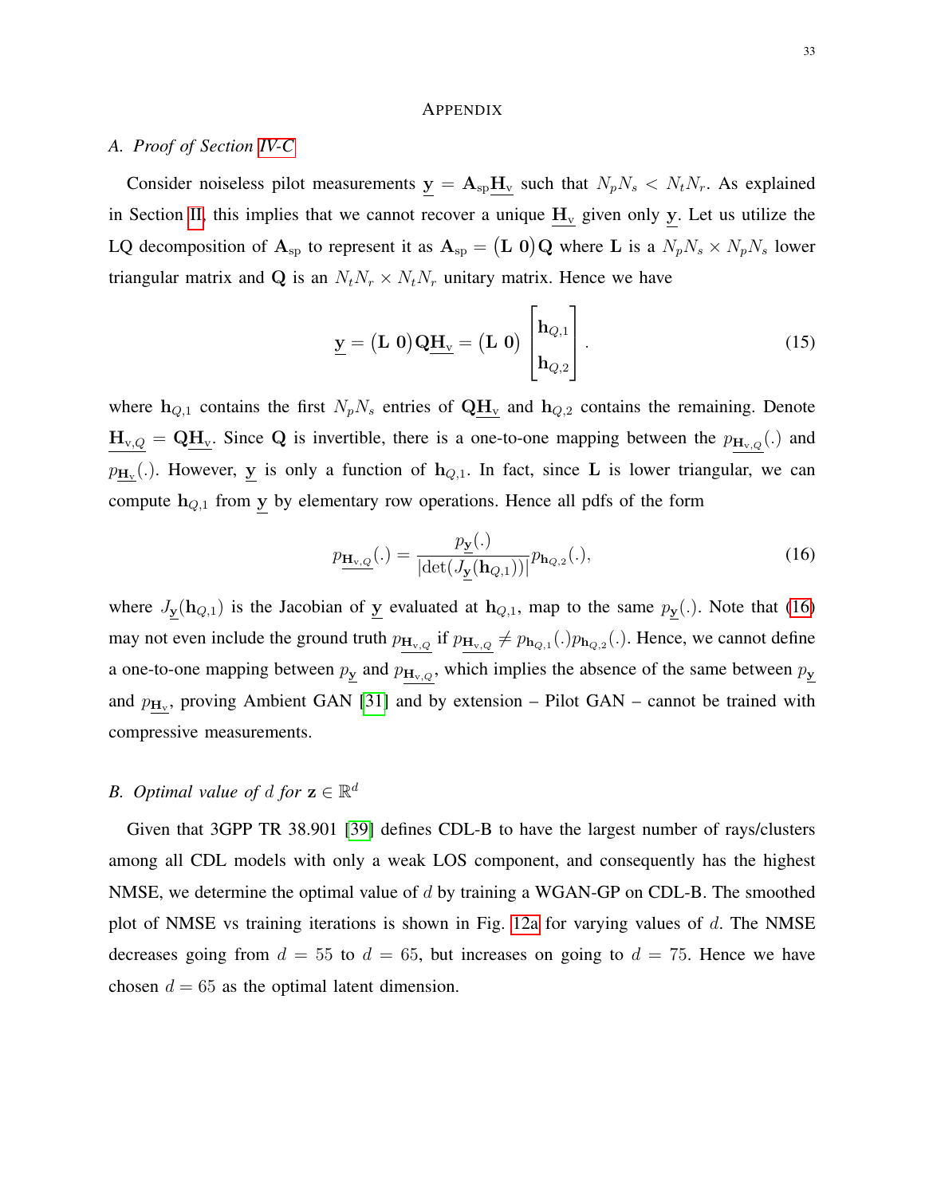## APPENDIX

### A. Proof of Section IV-C

Consider noiseless pilot measurements $\underline{\mathbf{y}} = \mathbf{A}_{\text{sp}}\underline{\mathbf{H}_{\text{v}}}$ such that $N_p N_s < N_t N_r$. As explained in Section II, this implies that we cannot recover a unique $\underline{\mathbf{H}_{\text{v}}}$ given only $\underline{\mathbf{y}}$. Let us utilize the LQ decomposition of $\mathbf{A}_{\text{sp}}$ to represent it as $\mathbf{A}_{\text{sp}} = \begin{pmatrix}\mathbf{L} & \mathbf{0}\end{pmatrix}\mathbf{Q}$ where $\mathbf{L}$ is a $N_p N_s \times N_p N_s$ lower triangular matrix and $\mathbf{Q}$ is an $N_t N_r \times N_t N_r$ unitary matrix. Hence we have

$$\underline{\mathbf{y}} = \begin{pmatrix}\mathbf{L} & \mathbf{0}\end{pmatrix}\mathbf{Q}\underline{\mathbf{H}_{\text{v}}} = \begin{pmatrix}\mathbf{L} & \mathbf{0}\end{pmatrix}\begin{bmatrix}\mathbf{h}_{Q,1} \\ \mathbf{h}_{Q,2}\end{bmatrix}. \tag{15}$$

where $\mathbf{h}_{Q,1}$ contains the first $N_p N_s$ entries of $\mathbf{Q}\underline{\mathbf{H}_{\text{v}}}$ and $\mathbf{h}_{Q,2}$ contains the remaining. Denote $\underline{\mathbf{H}_{\text{v},Q}} = \mathbf{Q}\underline{\mathbf{H}_{\text{v}}}$. Since $\mathbf{Q}$ is invertible, there is a one-to-one mapping between the $p_{\underline{\mathbf{H}_{\text{v},Q}}}(.)$ and $p_{\underline{\mathbf{H}_{\text{v}}}}(.)$. However, $\underline{\mathbf{y}}$ is only a function of $\mathbf{h}_{Q,1}$. In fact, since $\mathbf{L}$ is lower triangular, we can compute $\mathbf{h}_{Q,1}$ from $\underline{\mathbf{y}}$ by elementary row operations. Hence all pdfs of the form

$$p_{\underline{\mathbf{H}_{\text{v},Q}}}(.) = \frac{p_{\underline{\mathbf{y}}}(.)}{|\det(J_{\underline{\mathbf{y}}}(\mathbf{h}_{Q,1}))|}p_{\mathbf{h}_{Q,2}}(.), \tag{16}$$

where $J_{\underline{\mathbf{y}}}(\mathbf{h}_{Q,1})$ is the Jacobian of $\underline{\mathbf{y}}$ evaluated at $\mathbf{h}_{Q,1}$, map to the same $p_{\underline{\mathbf{y}}}(.)$. Note that (16) may not even include the ground truth $p_{\underline{\mathbf{H}_{\text{v},Q}}}$ if $p_{\underline{\mathbf{H}_{\text{v},Q}}} \neq p_{\mathbf{h}_{Q,1}}(.)p_{\mathbf{h}_{Q,2}}(.)$. Hence, we cannot define a one-to-one mapping between $p_{\underline{\mathbf{y}}}$ and $p_{\underline{\mathbf{H}_{\text{v},Q}}}$, which implies the absence of the same between $p_{\underline{\mathbf{y}}}$ and $p_{\underline{\mathbf{H}_{\text{v}}}}$, proving Ambient GAN [31] and by extension – Pilot GAN – cannot be trained with compressive measurements.

### B. Optimal value of $d$ for $\mathbf{z} \in \mathbb{R}^d$

Given that 3GPP TR 38.901 [39] defines CDL-B to have the largest number of rays/clusters among all CDL models with only a weak LOS component, and consequently has the highest NMSE, we determine the optimal value of $d$ by training a WGAN-GP on CDL-B. The smoothed plot of NMSE vs training iterations is shown in Fig. 12a for varying values of $d$. The NMSE decreases going from $d = 55$ to $d = 65$, but increases on going to $d = 75$. Hence we have chosen $d = 65$ as the optimal latent dimension.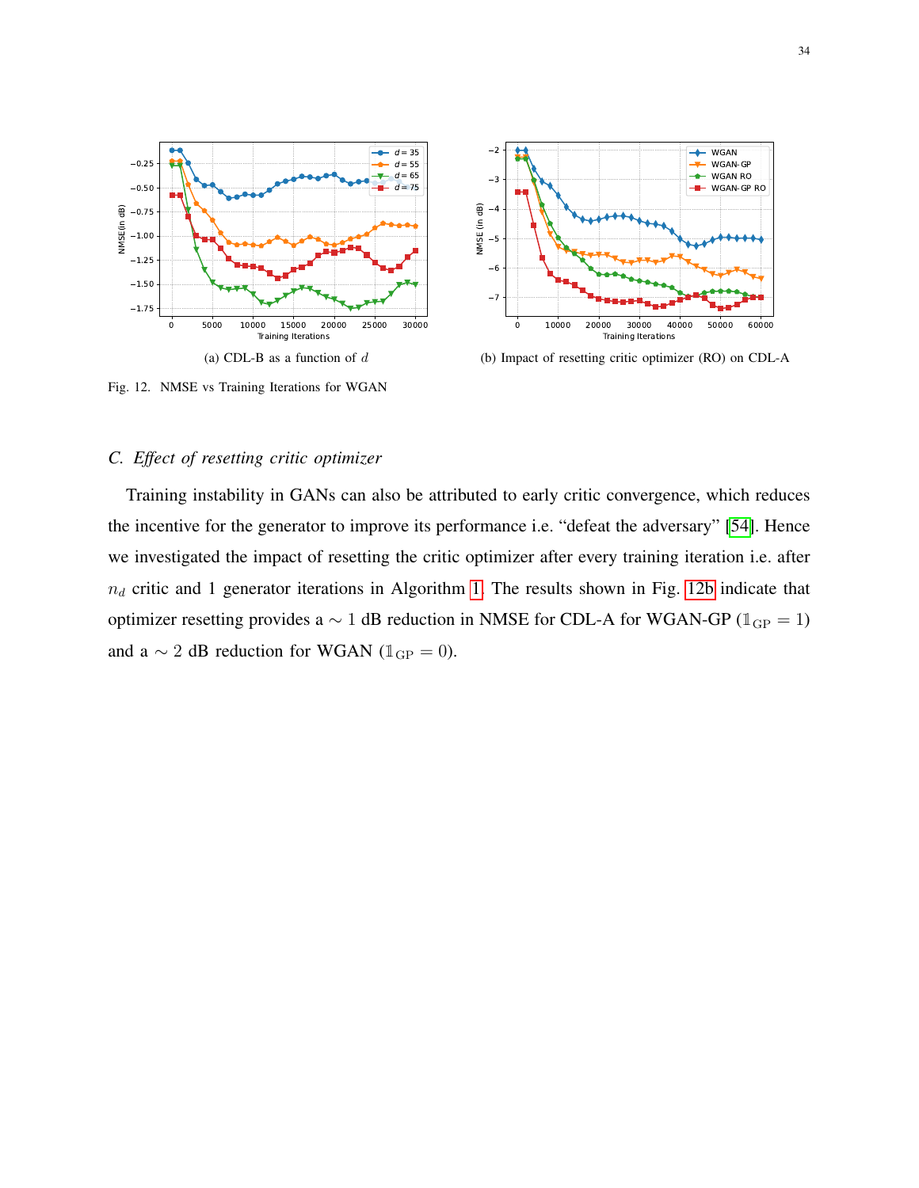NMSE(in dB)

−0.25
−0.50
−0.75
−1.00
−1.25
−1.50
−1.75

0 5000 10000 15000 20000 25000 30000

Training Iterations

$d = 35$
$d = 55$
$d = 65$
$d = 75$

(a) CDL-B as a function of $d$

NMSE (in dB)

−2
−3
−4
−5
−6
−7

0 10000 20000 30000 40000 50000 60000

Training Iterations

WGAN
WGAN-GP
WGAN RO
WGAN-GP RO

(b) Impact of resetting critic optimizer (RO) on CDL-A

Fig. 12. NMSE vs Training Iterations for WGAN

### C. *Effect of resetting critic optimizer*

Training instability in GANs can also be attributed to early critic convergence, which reduces the incentive for the generator to improve its performance i.e. "defeat the adversary" [54]. Hence we investigated the impact of resetting the critic optimizer after every training iteration i.e. after $n_d$ critic and 1 generator iterations in Algorithm 1. The results shown in Fig. 12b indicate that optimizer resetting provides a $\sim 1$ dB reduction in NMSE for CDL-A for WGAN-GP ($\mathbb{1}_{\text{GP}} = 1$) and a $\sim 2$ dB reduction for WGAN ($\mathbb{1}_{\text{GP}} = 0$).